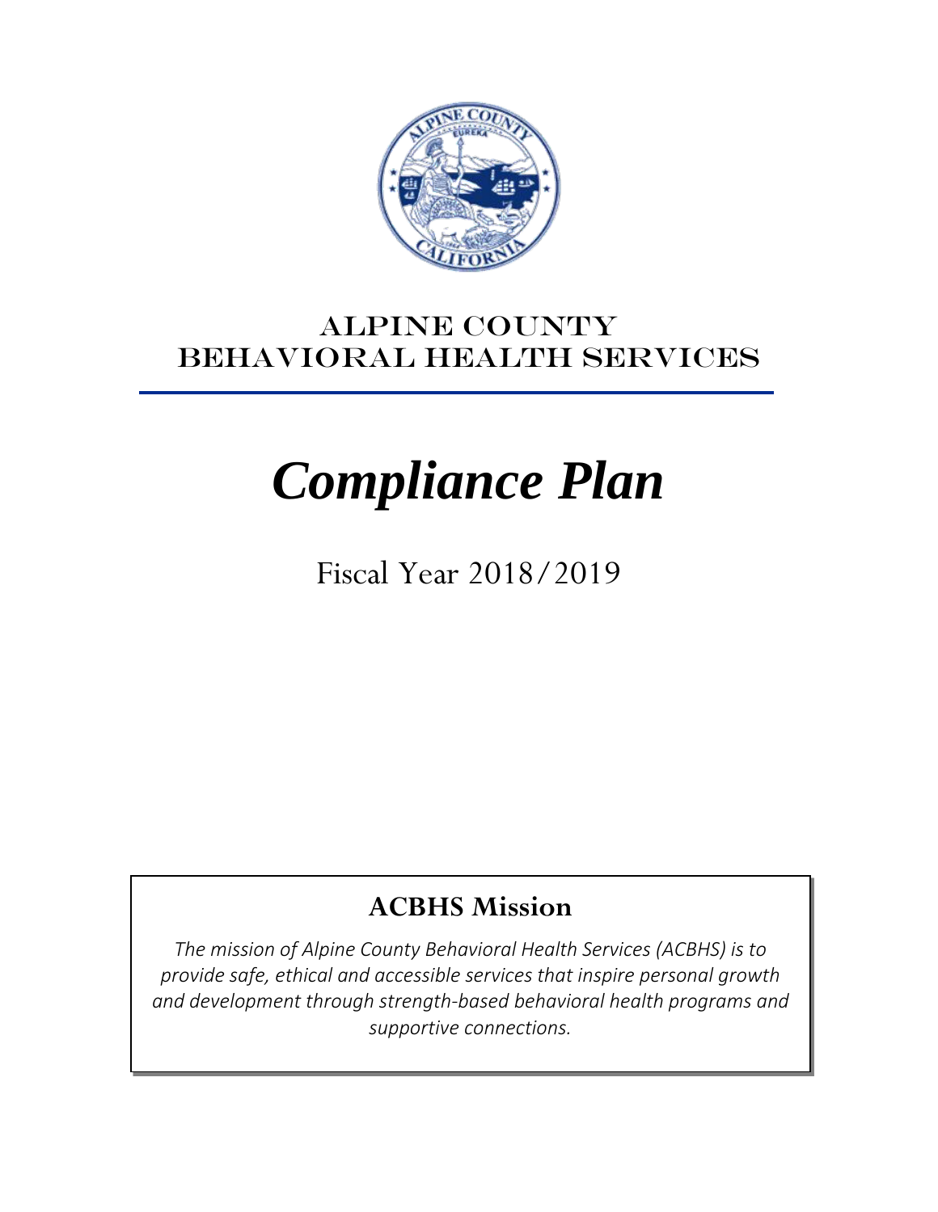# ALPINE COUNTY BEHAVIORAL HEALTH SERVICES

# *Compliance Plan*

Fiscal Year 2018/2019

## ACBHS Mission

*The mission of Alpine County Behavioral Health Services (ACBHS) is to provide safe, ethical and accessible services that inspire personal growth and development through strength-based behavioral health programs and supportive connections.*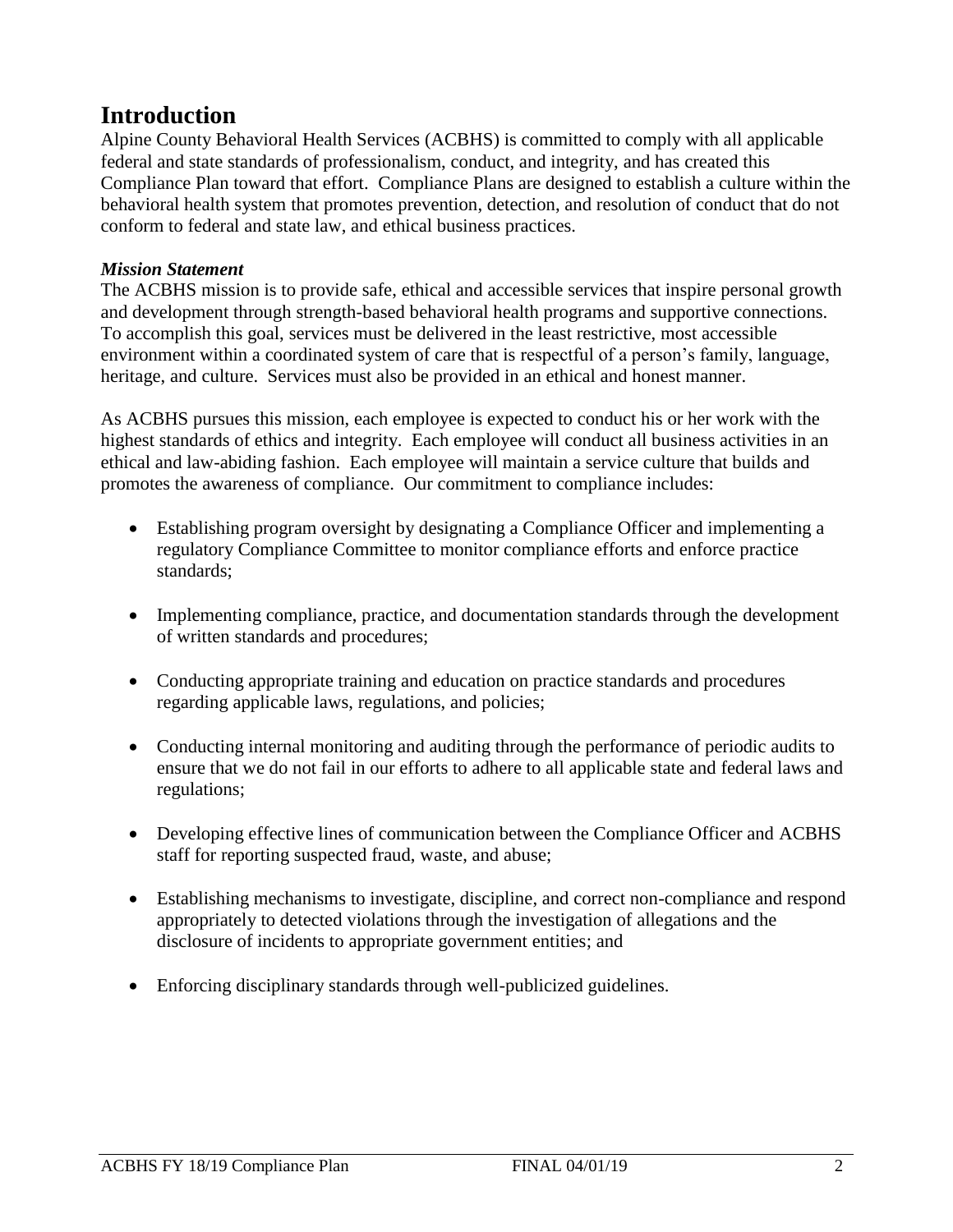# Introduction

Alpine County Behavioral Health Services (ACBHS) is committed to comply with all applicable federal and state standards of professionalism, conduct, and integrity, and has created this Compliance Plan toward that effort. Compliance Plans are designed to establish a culture within the behavioral health system that promotes prevention, detection, and resolution of conduct that do not conform to federal and state law, and ethical business practices.

***Mission Statement***

The ACBHS mission is to provide safe, ethical and accessible services that inspire personal growth and development through strength-based behavioral health programs and supportive connections. To accomplish this goal, services must be delivered in the least restrictive, most accessible environment within a coordinated system of care that is respectful of a person's family, language, heritage, and culture. Services must also be provided in an ethical and honest manner.

As ACBHS pursues this mission, each employee is expected to conduct his or her work with the highest standards of ethics and integrity. Each employee will conduct all business activities in an ethical and law-abiding fashion. Each employee will maintain a service culture that builds and promotes the awareness of compliance. Our commitment to compliance includes:

- Establishing program oversight by designating a Compliance Officer and implementing a regulatory Compliance Committee to monitor compliance efforts and enforce practice standards;
- Implementing compliance, practice, and documentation standards through the development of written standards and procedures;
- Conducting appropriate training and education on practice standards and procedures regarding applicable laws, regulations, and policies;
- Conducting internal monitoring and auditing through the performance of periodic audits to ensure that we do not fail in our efforts to adhere to all applicable state and federal laws and regulations;
- Developing effective lines of communication between the Compliance Officer and ACBHS staff for reporting suspected fraud, waste, and abuse;
- Establishing mechanisms to investigate, discipline, and correct non-compliance and respond appropriately to detected violations through the investigation of allegations and the disclosure of incidents to appropriate government entities; and
- Enforcing disciplinary standards through well-publicized guidelines.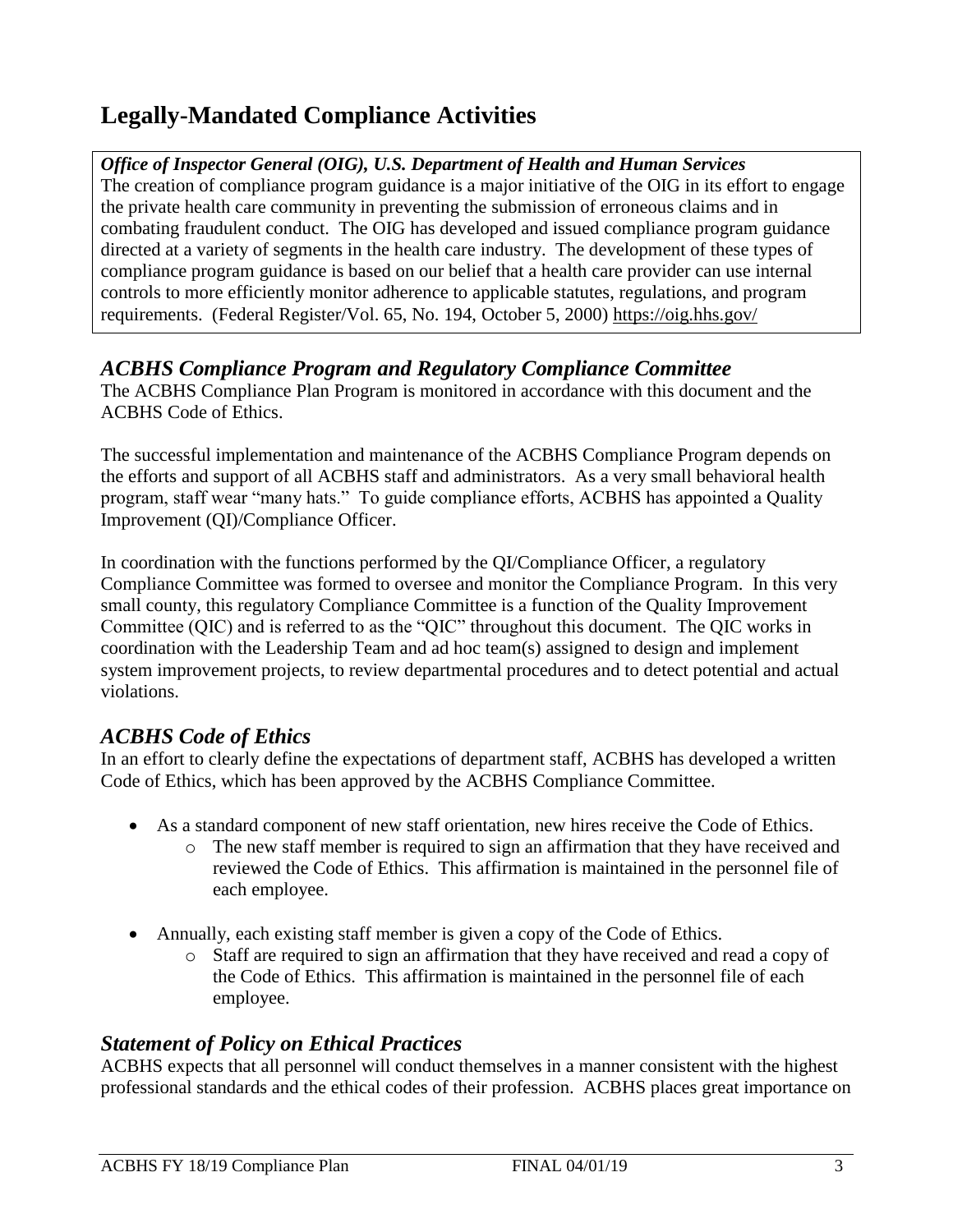# Legally-Mandated Compliance Activities

***Office of Inspector General (OIG), U.S. Department of Health and Human Services***
The creation of compliance program guidance is a major initiative of the OIG in its effort to engage the private health care community in preventing the submission of erroneous claims and in combating fraudulent conduct. The OIG has developed and issued compliance program guidance directed at a variety of segments in the health care industry. The development of these types of compliance program guidance is based on our belief that a health care provider can use internal controls to more efficiently monitor adherence to applicable statutes, regulations, and program requirements. (Federal Register/Vol. 65, No. 194, October 5, 2000) https://oig.hhs.gov/

## *ACBHS Compliance Program and Regulatory Compliance Committee*

The ACBHS Compliance Plan Program is monitored in accordance with this document and the ACBHS Code of Ethics.

The successful implementation and maintenance of the ACBHS Compliance Program depends on the efforts and support of all ACBHS staff and administrators. As a very small behavioral health program, staff wear "many hats." To guide compliance efforts, ACBHS has appointed a Quality Improvement (QI)/Compliance Officer.

In coordination with the functions performed by the QI/Compliance Officer, a regulatory Compliance Committee was formed to oversee and monitor the Compliance Program. In this very small county, this regulatory Compliance Committee is a function of the Quality Improvement Committee (QIC) and is referred to as the "QIC" throughout this document. The QIC works in coordination with the Leadership Team and ad hoc team(s) assigned to design and implement system improvement projects, to review departmental procedures and to detect potential and actual violations.

## *ACBHS Code of Ethics*

In an effort to clearly define the expectations of department staff, ACBHS has developed a written Code of Ethics, which has been approved by the ACBHS Compliance Committee.

- As a standard component of new staff orientation, new hires receive the Code of Ethics.
  - The new staff member is required to sign an affirmation that they have received and reviewed the Code of Ethics. This affirmation is maintained in the personnel file of each employee.
- Annually, each existing staff member is given a copy of the Code of Ethics.
  - Staff are required to sign an affirmation that they have received and read a copy of the Code of Ethics. This affirmation is maintained in the personnel file of each employee.

## *Statement of Policy on Ethical Practices*

ACBHS expects that all personnel will conduct themselves in a manner consistent with the highest professional standards and the ethical codes of their profession. ACBHS places great importance on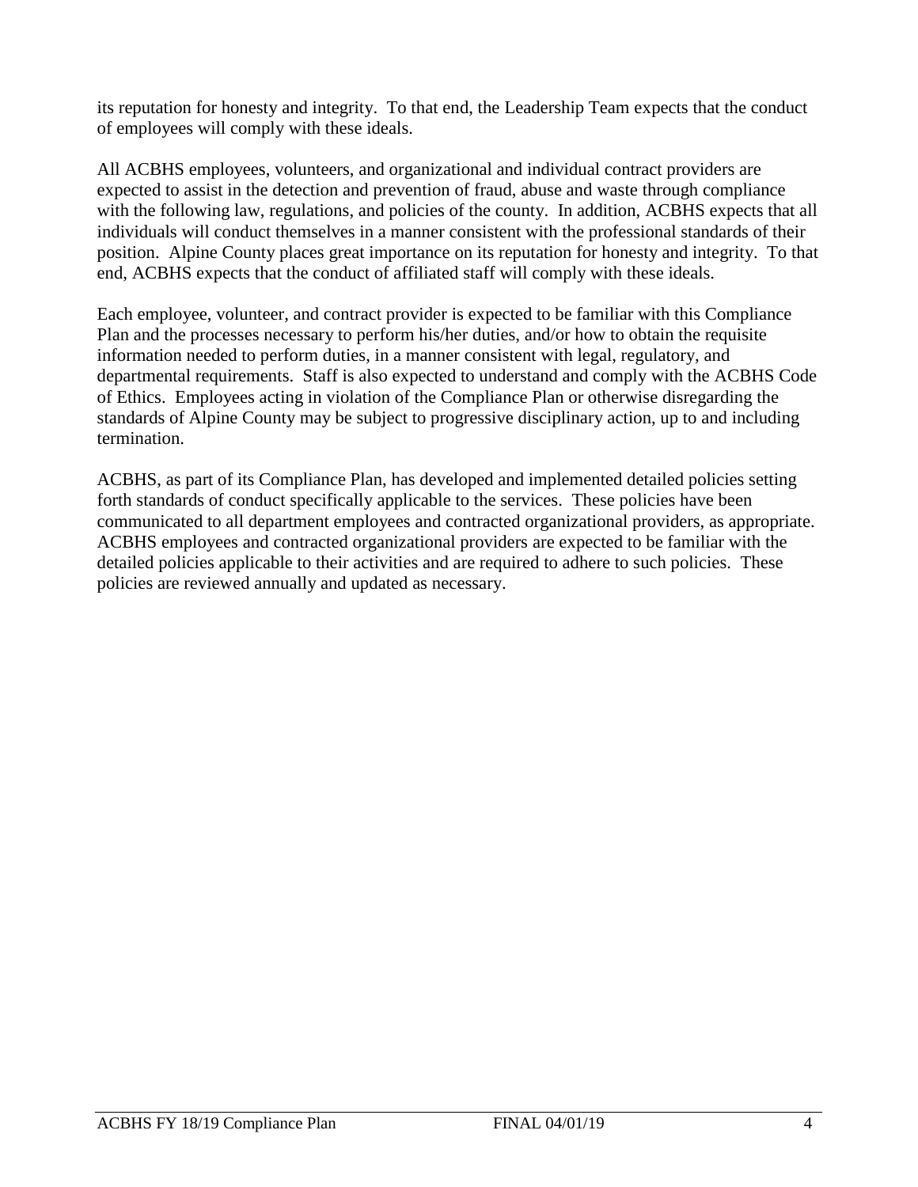its reputation for honesty and integrity. To that end, the Leadership Team expects that the conduct of employees will comply with these ideals.

All ACBHS employees, volunteers, and organizational and individual contract providers are expected to assist in the detection and prevention of fraud, abuse and waste through compliance with the following law, regulations, and policies of the county. In addition, ACBHS expects that all individuals will conduct themselves in a manner consistent with the professional standards of their position. Alpine County places great importance on its reputation for honesty and integrity. To that end, ACBHS expects that the conduct of affiliated staff will comply with these ideals.

Each employee, volunteer, and contract provider is expected to be familiar with this Compliance Plan and the processes necessary to perform his/her duties, and/or how to obtain the requisite information needed to perform duties, in a manner consistent with legal, regulatory, and departmental requirements. Staff is also expected to understand and comply with the ACBHS Code of Ethics. Employees acting in violation of the Compliance Plan or otherwise disregarding the standards of Alpine County may be subject to progressive disciplinary action, up to and including termination.

ACBHS, as part of its Compliance Plan, has developed and implemented detailed policies setting forth standards of conduct specifically applicable to the services. These policies have been communicated to all department employees and contracted organizational providers, as appropriate. ACBHS employees and contracted organizational providers are expected to be familiar with the detailed policies applicable to their activities and are required to adhere to such policies. These policies are reviewed annually and updated as necessary.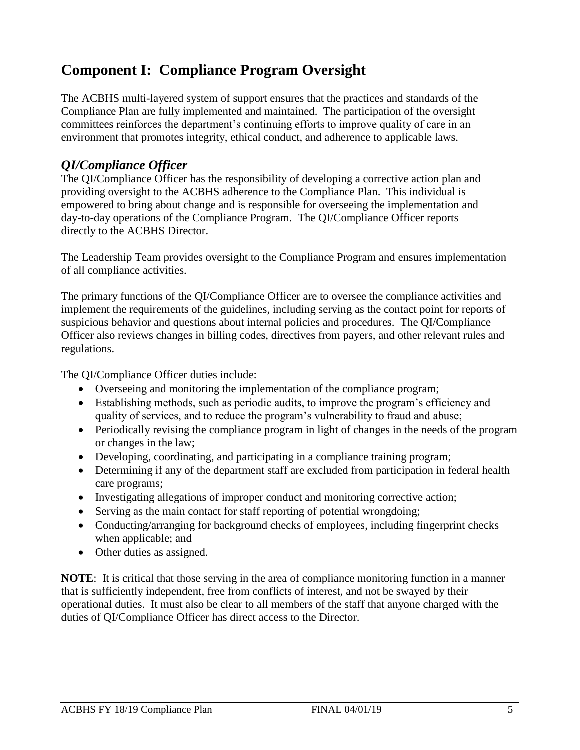# Component I: Compliance Program Oversight

The ACBHS multi-layered system of support ensures that the practices and standards of the Compliance Plan are fully implemented and maintained. The participation of the oversight committees reinforces the department's continuing efforts to improve quality of care in an environment that promotes integrity, ethical conduct, and adherence to applicable laws.

## *QI/Compliance Officer*

The QI/Compliance Officer has the responsibility of developing a corrective action plan and providing oversight to the ACBHS adherence to the Compliance Plan. This individual is empowered to bring about change and is responsible for overseeing the implementation and day-to-day operations of the Compliance Program. The QI/Compliance Officer reports directly to the ACBHS Director.

The Leadership Team provides oversight to the Compliance Program and ensures implementation of all compliance activities.

The primary functions of the QI/Compliance Officer are to oversee the compliance activities and implement the requirements of the guidelines, including serving as the contact point for reports of suspicious behavior and questions about internal policies and procedures. The QI/Compliance Officer also reviews changes in billing codes, directives from payers, and other relevant rules and regulations.

The QI/Compliance Officer duties include:

- Overseeing and monitoring the implementation of the compliance program;
- Establishing methods, such as periodic audits, to improve the program's efficiency and quality of services, and to reduce the program's vulnerability to fraud and abuse;
- Periodically revising the compliance program in light of changes in the needs of the program or changes in the law;
- Developing, coordinating, and participating in a compliance training program;
- Determining if any of the department staff are excluded from participation in federal health care programs;
- Investigating allegations of improper conduct and monitoring corrective action;
- Serving as the main contact for staff reporting of potential wrongdoing;
- Conducting/arranging for background checks of employees, including fingerprint checks when applicable; and
- Other duties as assigned.

**NOTE**: It is critical that those serving in the area of compliance monitoring function in a manner that is sufficiently independent, free from conflicts of interest, and not be swayed by their operational duties. It must also be clear to all members of the staff that anyone charged with the duties of QI/Compliance Officer has direct access to the Director.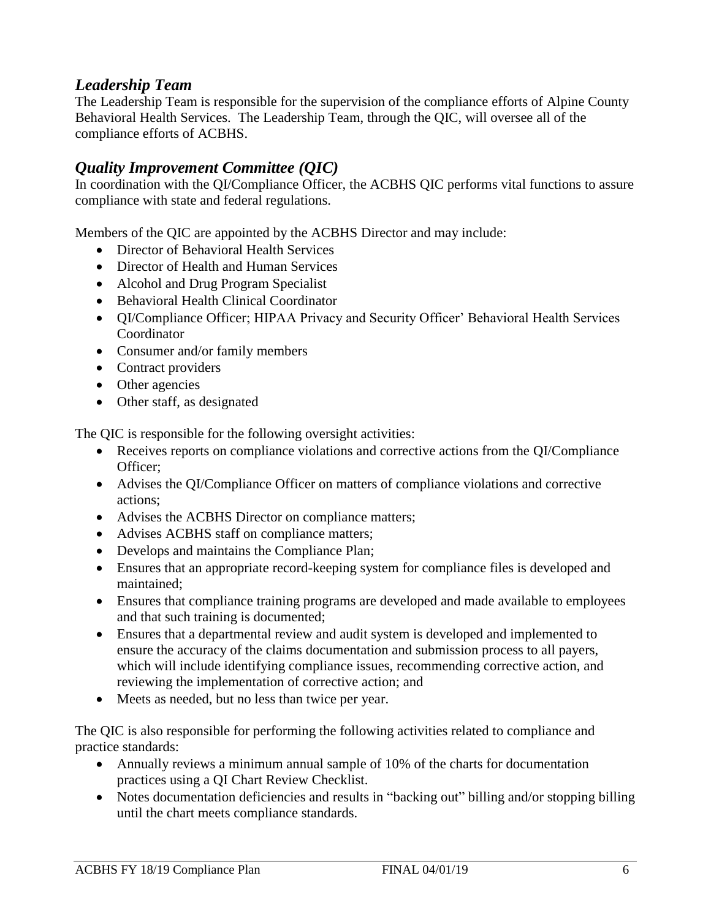## *Leadership Team*

The Leadership Team is responsible for the supervision of the compliance efforts of Alpine County Behavioral Health Services. The Leadership Team, through the QIC, will oversee all of the compliance efforts of ACBHS.

## *Quality Improvement Committee (QIC)*

In coordination with the QI/Compliance Officer, the ACBHS QIC performs vital functions to assure compliance with state and federal regulations.

Members of the QIC are appointed by the ACBHS Director and may include:

- Director of Behavioral Health Services
- Director of Health and Human Services
- Alcohol and Drug Program Specialist
- Behavioral Health Clinical Coordinator
- QI/Compliance Officer; HIPAA Privacy and Security Officer' Behavioral Health Services Coordinator
- Consumer and/or family members
- Contract providers
- Other agencies
- Other staff, as designated

The QIC is responsible for the following oversight activities:

- Receives reports on compliance violations and corrective actions from the QI/Compliance Officer;
- Advises the QI/Compliance Officer on matters of compliance violations and corrective actions;
- Advises the ACBHS Director on compliance matters;
- Advises ACBHS staff on compliance matters;
- Develops and maintains the Compliance Plan;
- Ensures that an appropriate record-keeping system for compliance files is developed and maintained;
- Ensures that compliance training programs are developed and made available to employees and that such training is documented;
- Ensures that a departmental review and audit system is developed and implemented to ensure the accuracy of the claims documentation and submission process to all payers, which will include identifying compliance issues, recommending corrective action, and reviewing the implementation of corrective action; and
- Meets as needed, but no less than twice per year.

The QIC is also responsible for performing the following activities related to compliance and practice standards:

- Annually reviews a minimum annual sample of 10% of the charts for documentation practices using a QI Chart Review Checklist.
- Notes documentation deficiencies and results in "backing out" billing and/or stopping billing until the chart meets compliance standards.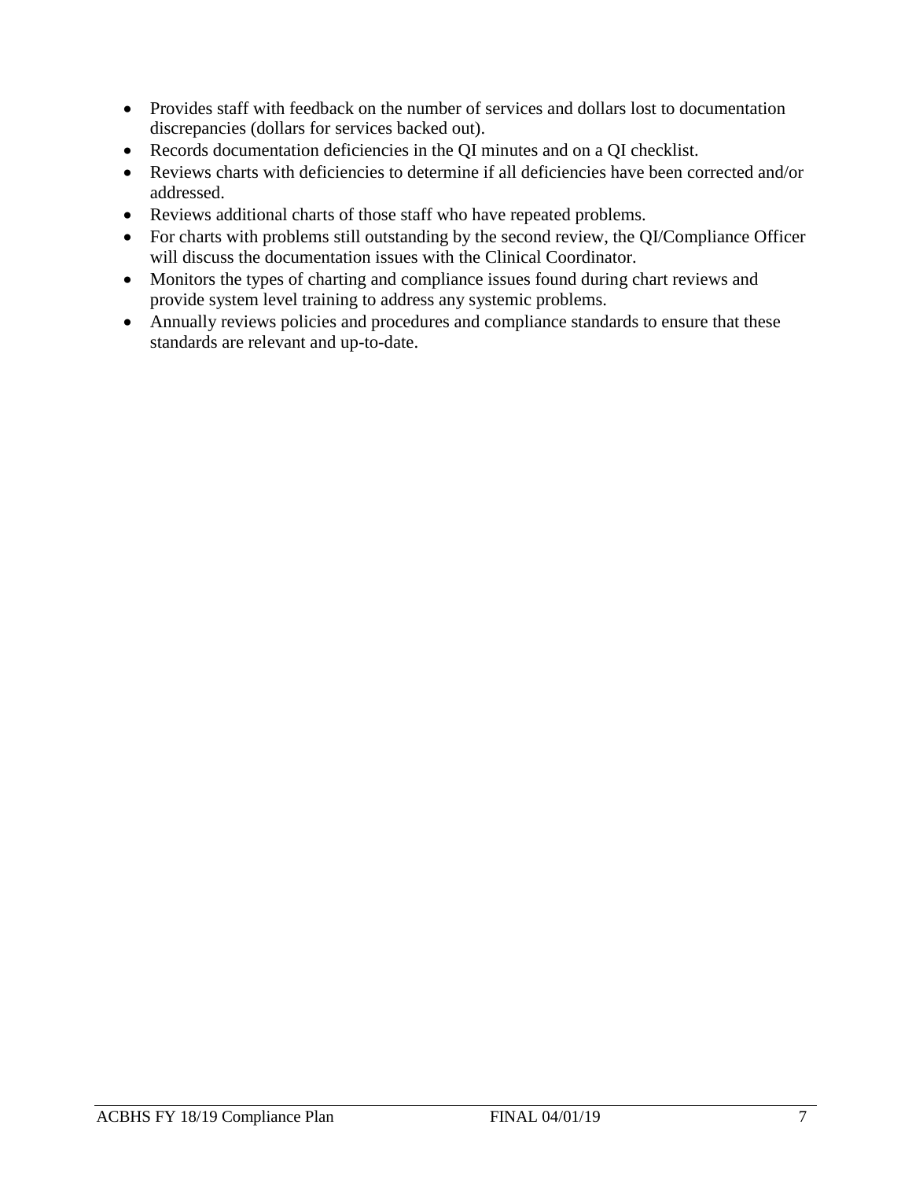- Provides staff with feedback on the number of services and dollars lost to documentation discrepancies (dollars for services backed out).
- Records documentation deficiencies in the QI minutes and on a QI checklist.
- Reviews charts with deficiencies to determine if all deficiencies have been corrected and/or addressed.
- Reviews additional charts of those staff who have repeated problems.
- For charts with problems still outstanding by the second review, the QI/Compliance Officer will discuss the documentation issues with the Clinical Coordinator.
- Monitors the types of charting and compliance issues found during chart reviews and provide system level training to address any systemic problems.
- Annually reviews policies and procedures and compliance standards to ensure that these standards are relevant and up-to-date.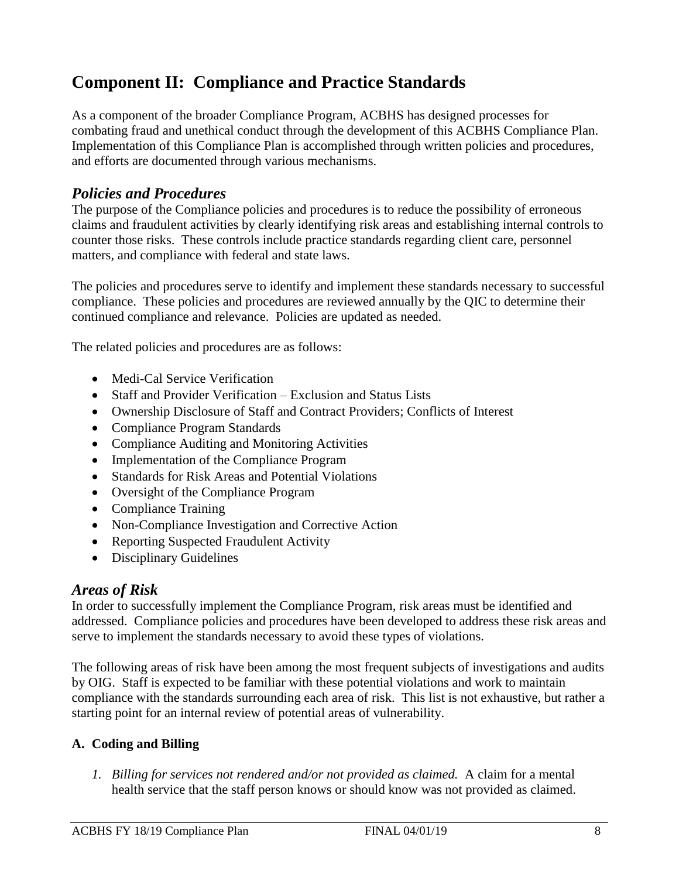## Component II: Compliance and Practice Standards

As a component of the broader Compliance Program, ACBHS has designed processes for combating fraud and unethical conduct through the development of this ACBHS Compliance Plan. Implementation of this Compliance Plan is accomplished through written policies and procedures, and efforts are documented through various mechanisms.

### *Policies and Procedures*

The purpose of the Compliance policies and procedures is to reduce the possibility of erroneous claims and fraudulent activities by clearly identifying risk areas and establishing internal controls to counter those risks. These controls include practice standards regarding client care, personnel matters, and compliance with federal and state laws.

The policies and procedures serve to identify and implement these standards necessary to successful compliance. These policies and procedures are reviewed annually by the QIC to determine their continued compliance and relevance. Policies are updated as needed.

The related policies and procedures are as follows:

- Medi-Cal Service Verification
- Staff and Provider Verification – Exclusion and Status Lists
- Ownership Disclosure of Staff and Contract Providers; Conflicts of Interest
- Compliance Program Standards
- Compliance Auditing and Monitoring Activities
- Implementation of the Compliance Program
- Standards for Risk Areas and Potential Violations
- Oversight of the Compliance Program
- Compliance Training
- Non-Compliance Investigation and Corrective Action
- Reporting Suspected Fraudulent Activity
- Disciplinary Guidelines

### *Areas of Risk*

In order to successfully implement the Compliance Program, risk areas must be identified and addressed. Compliance policies and procedures have been developed to address these risk areas and serve to implement the standards necessary to avoid these types of violations.

The following areas of risk have been among the most frequent subjects of investigations and audits by OIG. Staff is expected to be familiar with these potential violations and work to maintain compliance with the standards surrounding each area of risk. This list is not exhaustive, but rather a starting point for an internal review of potential areas of vulnerability.

**A. Coding and Billing**

1. *Billing for services not rendered and/or not provided as claimed.* A claim for a mental health service that the staff person knows or should know was not provided as claimed.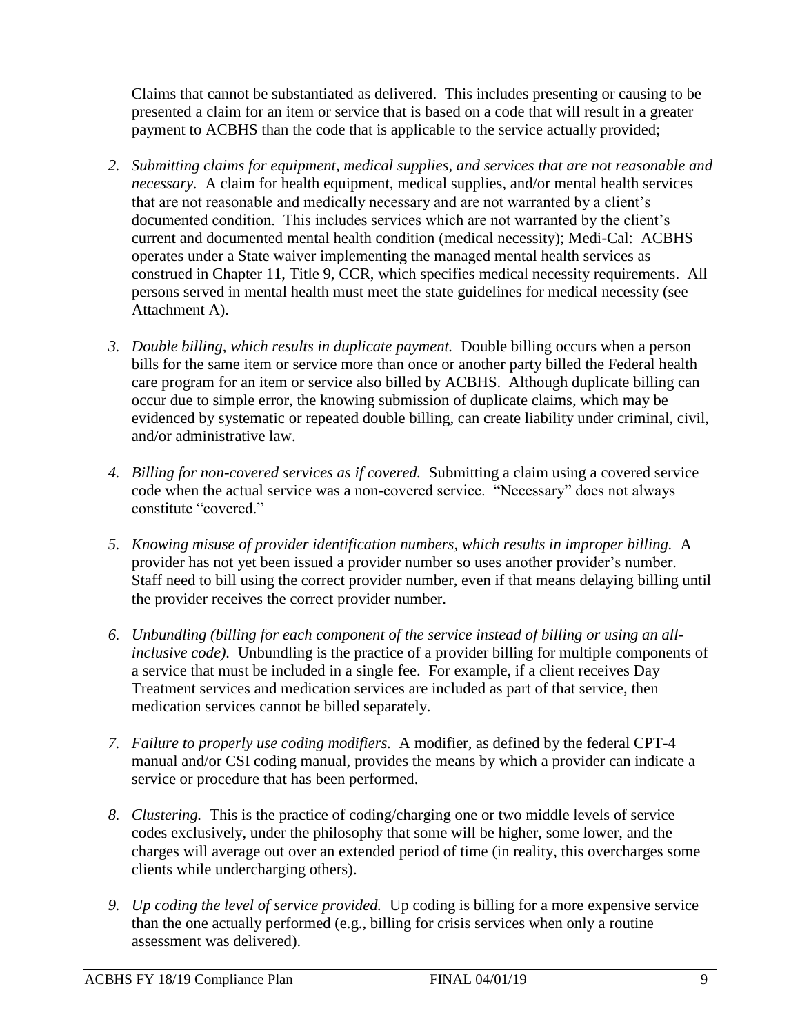Claims that cannot be substantiated as delivered. This includes presenting or causing to be presented a claim for an item or service that is based on a code that will result in a greater payment to ACBHS than the code that is applicable to the service actually provided;

2. *Submitting claims for equipment, medical supplies, and services that are not reasonable and necessary*. A claim for health equipment, medical supplies, and/or mental health services that are not reasonable and medically necessary and are not warranted by a client's documented condition. This includes services which are not warranted by the client's current and documented mental health condition (medical necessity); Medi-Cal: ACBHS operates under a State waiver implementing the managed mental health services as construed in Chapter 11, Title 9, CCR, which specifies medical necessity requirements. All persons served in mental health must meet the state guidelines for medical necessity (see Attachment A).

3. *Double billing, which results in duplicate payment.* Double billing occurs when a person bills for the same item or service more than once or another party billed the Federal health care program for an item or service also billed by ACBHS. Although duplicate billing can occur due to simple error, the knowing submission of duplicate claims, which may be evidenced by systematic or repeated double billing, can create liability under criminal, civil, and/or administrative law.

4. *Billing for non-covered services as if covered.* Submitting a claim using a covered service code when the actual service was a non-covered service. "Necessary" does not always constitute "covered."

5. *Knowing misuse of provider identification numbers, which results in improper billing.* A provider has not yet been issued a provider number so uses another provider's number. Staff need to bill using the correct provider number, even if that means delaying billing until the provider receives the correct provider number.

6. *Unbundling (billing for each component of the service instead of billing or using an all-inclusive code).* Unbundling is the practice of a provider billing for multiple components of a service that must be included in a single fee. For example, if a client receives Day Treatment services and medication services are included as part of that service, then medication services cannot be billed separately.

7. *Failure to properly use coding modifiers.* A modifier, as defined by the federal CPT-4 manual and/or CSI coding manual, provides the means by which a provider can indicate a service or procedure that has been performed.

8. *Clustering.* This is the practice of coding/charging one or two middle levels of service codes exclusively, under the philosophy that some will be higher, some lower, and the charges will average out over an extended period of time (in reality, this overcharges some clients while undercharging others).

9. *Up coding the level of service provided.* Up coding is billing for a more expensive service than the one actually performed (e.g., billing for crisis services when only a routine assessment was delivered).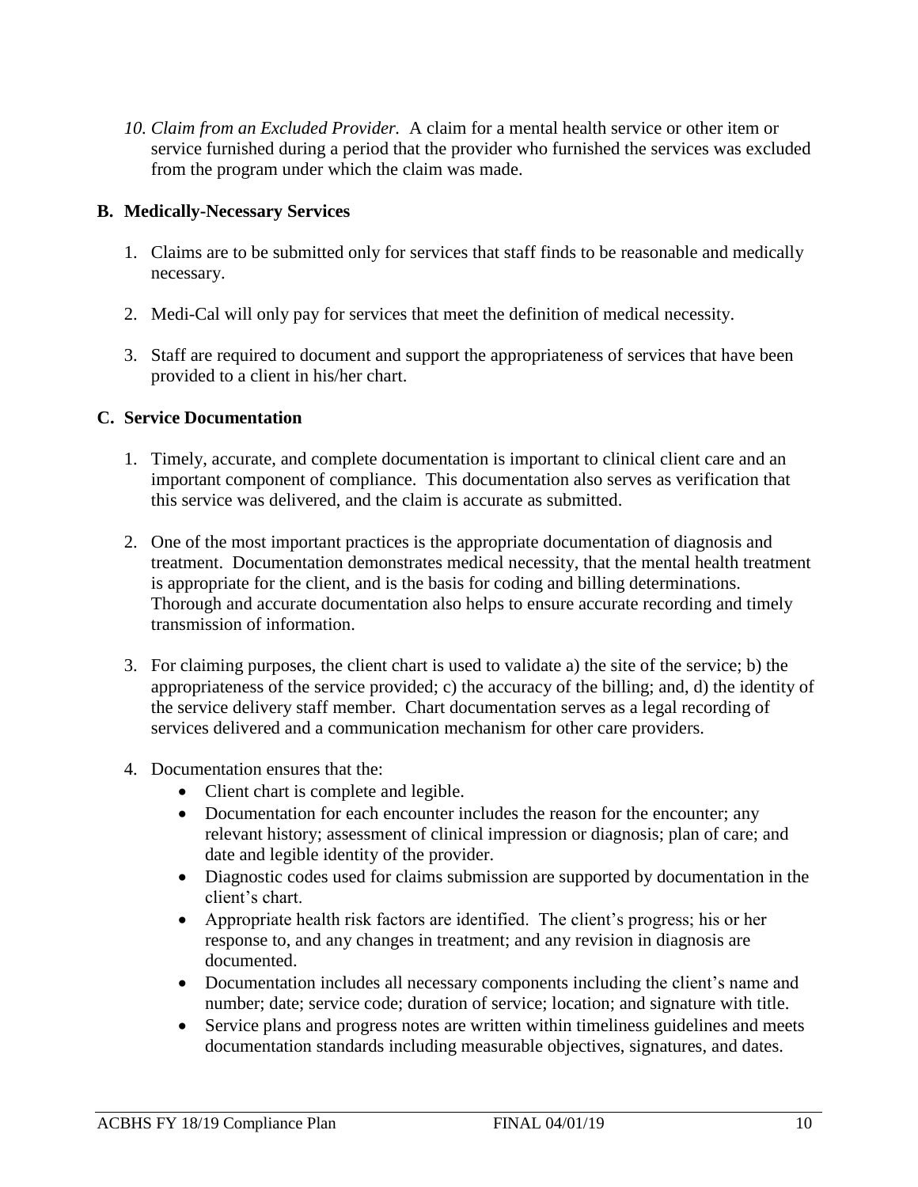10. *Claim from an Excluded Provider.* A claim for a mental health service or other item or service furnished during a period that the provider who furnished the services was excluded from the program under which the claim was made.

### B. Medically-Necessary Services

1. Claims are to be submitted only for services that staff finds to be reasonable and medically necessary.

2. Medi-Cal will only pay for services that meet the definition of medical necessity.

3. Staff are required to document and support the appropriateness of services that have been provided to a client in his/her chart.

### C. Service Documentation

1. Timely, accurate, and complete documentation is important to clinical client care and an important component of compliance. This documentation also serves as verification that this service was delivered, and the claim is accurate as submitted.

2. One of the most important practices is the appropriate documentation of diagnosis and treatment. Documentation demonstrates medical necessity, that the mental health treatment is appropriate for the client, and is the basis for coding and billing determinations. Thorough and accurate documentation also helps to ensure accurate recording and timely transmission of information.

3. For claiming purposes, the client chart is used to validate a) the site of the service; b) the appropriateness of the service provided; c) the accuracy of the billing; and, d) the identity of the service delivery staff member. Chart documentation serves as a legal recording of services delivered and a communication mechanism for other care providers.

4. Documentation ensures that the:
   - Client chart is complete and legible.
   - Documentation for each encounter includes the reason for the encounter; any relevant history; assessment of clinical impression or diagnosis; plan of care; and date and legible identity of the provider.
   - Diagnostic codes used for claims submission are supported by documentation in the client's chart.
   - Appropriate health risk factors are identified. The client's progress; his or her response to, and any changes in treatment; and any revision in diagnosis are documented.
   - Documentation includes all necessary components including the client's name and number; date; service code; duration of service; location; and signature with title.
   - Service plans and progress notes are written within timeliness guidelines and meets documentation standards including measurable objectives, signatures, and dates.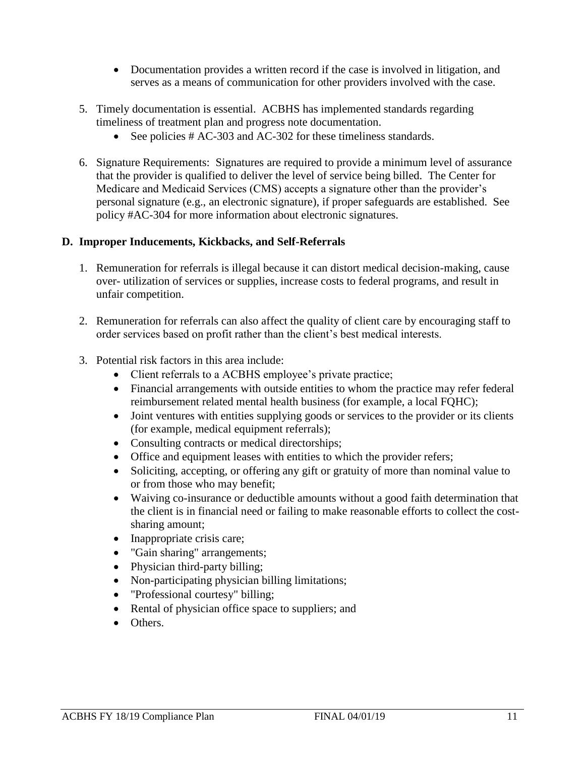- Documentation provides a written record if the case is involved in litigation, and serves as a means of communication for other providers involved with the case.

5. Timely documentation is essential. ACBHS has implemented standards regarding timeliness of treatment plan and progress note documentation.
   - See policies # AC-303 and AC-302 for these timeliness standards.

6. Signature Requirements: Signatures are required to provide a minimum level of assurance that the provider is qualified to deliver the level of service being billed. The Center for Medicare and Medicaid Services (CMS) accepts a signature other than the provider's personal signature (e.g., an electronic signature), if proper safeguards are established. See policy #AC-304 for more information about electronic signatures.

**D. Improper Inducements, Kickbacks, and Self-Referrals**

1. Remuneration for referrals is illegal because it can distort medical decision-making, cause over- utilization of services or supplies, increase costs to federal programs, and result in unfair competition.

2. Remuneration for referrals can also affect the quality of client care by encouraging staff to order services based on profit rather than the client's best medical interests.

3. Potential risk factors in this area include:
   - Client referrals to a ACBHS employee's private practice;
   - Financial arrangements with outside entities to whom the practice may refer federal reimbursement related mental health business (for example, a local FQHC);
   - Joint ventures with entities supplying goods or services to the provider or its clients (for example, medical equipment referrals);
   - Consulting contracts or medical directorships;
   - Office and equipment leases with entities to which the provider refers;
   - Soliciting, accepting, or offering any gift or gratuity of more than nominal value to or from those who may benefit;
   - Waiving co-insurance or deductible amounts without a good faith determination that the client is in financial need or failing to make reasonable efforts to collect the cost-sharing amount;
   - Inappropriate crisis care;
   - "Gain sharing" arrangements;
   - Physician third-party billing;
   - Non-participating physician billing limitations;
   - "Professional courtesy" billing;
   - Rental of physician office space to suppliers; and
   - Others.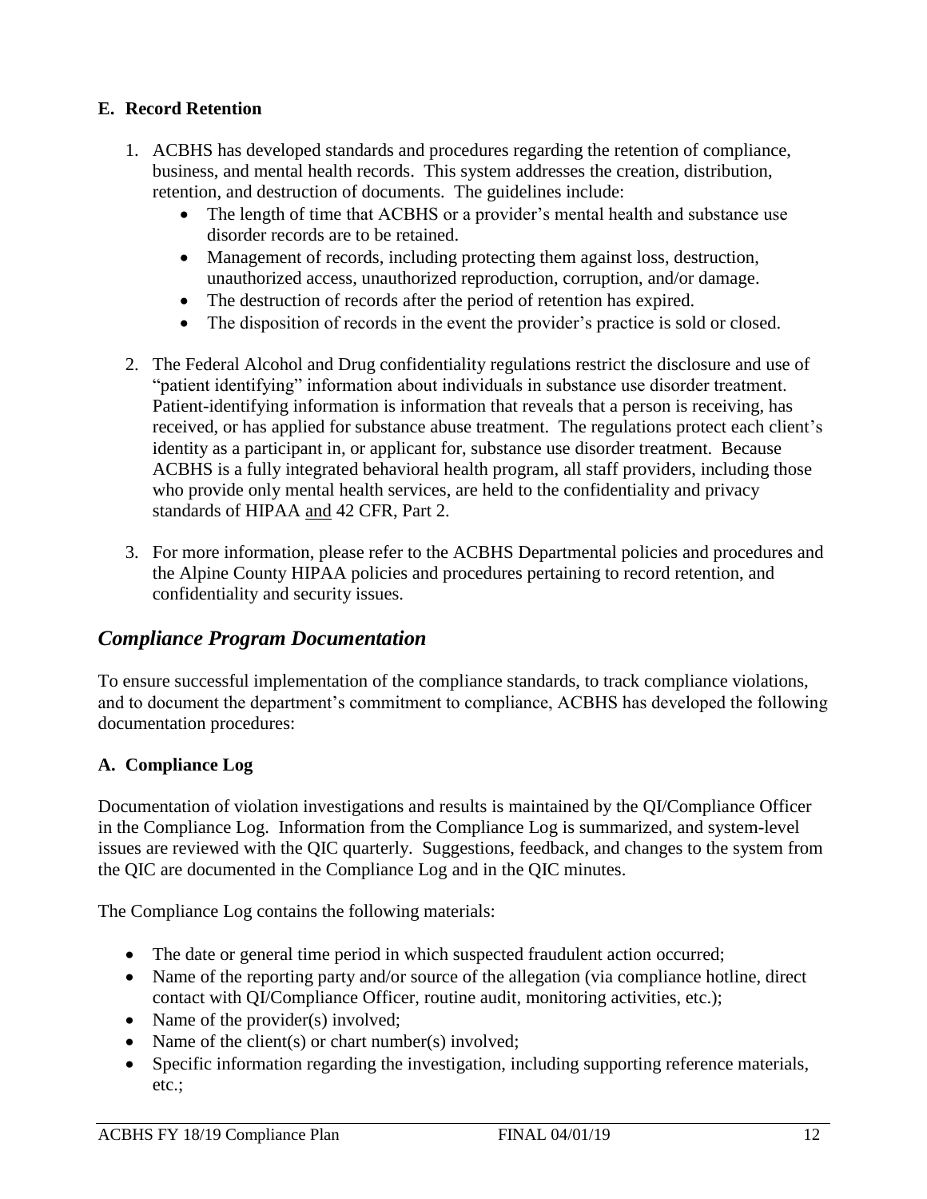### E. Record Retention

1. ACBHS has developed standards and procedures regarding the retention of compliance, business, and mental health records. This system addresses the creation, distribution, retention, and destruction of documents. The guidelines include:
   - The length of time that ACBHS or a provider's mental health and substance use disorder records are to be retained.
   - Management of records, including protecting them against loss, destruction, unauthorized access, unauthorized reproduction, corruption, and/or damage.
   - The destruction of records after the period of retention has expired.
   - The disposition of records in the event the provider's practice is sold or closed.

2. The Federal Alcohol and Drug confidentiality regulations restrict the disclosure and use of "patient identifying" information about individuals in substance use disorder treatment. Patient-identifying information is information that reveals that a person is receiving, has received, or has applied for substance abuse treatment. The regulations protect each client's identity as a participant in, or applicant for, substance use disorder treatment. Because ACBHS is a fully integrated behavioral health program, all staff providers, including those who provide only mental health services, are held to the confidentiality and privacy standards of HIPAA <u>and</u> 42 CFR, Part 2.

3. For more information, please refer to the ACBHS Departmental policies and procedures and the Alpine County HIPAA policies and procedures pertaining to record retention, and confidentiality and security issues.

## *Compliance Program Documentation*

To ensure successful implementation of the compliance standards, to track compliance violations, and to document the department's commitment to compliance, ACBHS has developed the following documentation procedures:

### A. Compliance Log

Documentation of violation investigations and results is maintained by the QI/Compliance Officer in the Compliance Log. Information from the Compliance Log is summarized, and system-level issues are reviewed with the QIC quarterly. Suggestions, feedback, and changes to the system from the QIC are documented in the Compliance Log and in the QIC minutes.

The Compliance Log contains the following materials:

- The date or general time period in which suspected fraudulent action occurred;
- Name of the reporting party and/or source of the allegation (via compliance hotline, direct contact with QI/Compliance Officer, routine audit, monitoring activities, etc.);
- Name of the provider(s) involved;
- Name of the client(s) or chart number(s) involved;
- Specific information regarding the investigation, including supporting reference materials, etc.;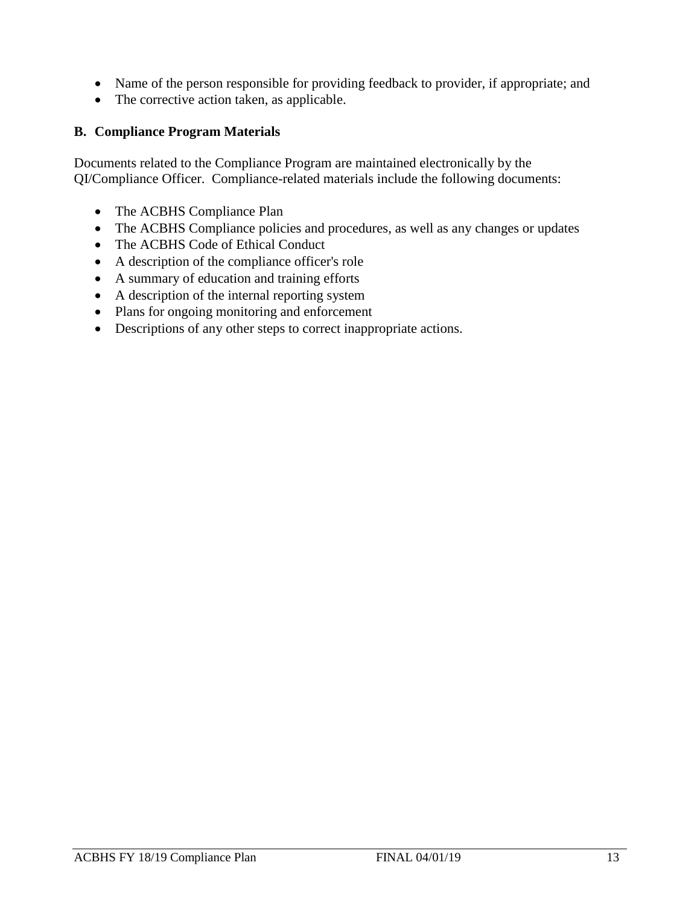- Name of the person responsible for providing feedback to provider, if appropriate; and
- The corrective action taken, as applicable.

### B. Compliance Program Materials

Documents related to the Compliance Program are maintained electronically by the QI/Compliance Officer. Compliance-related materials include the following documents:

- The ACBHS Compliance Plan
- The ACBHS Compliance policies and procedures, as well as any changes or updates
- The ACBHS Code of Ethical Conduct
- A description of the compliance officer's role
- A summary of education and training efforts
- A description of the internal reporting system
- Plans for ongoing monitoring and enforcement
- Descriptions of any other steps to correct inappropriate actions.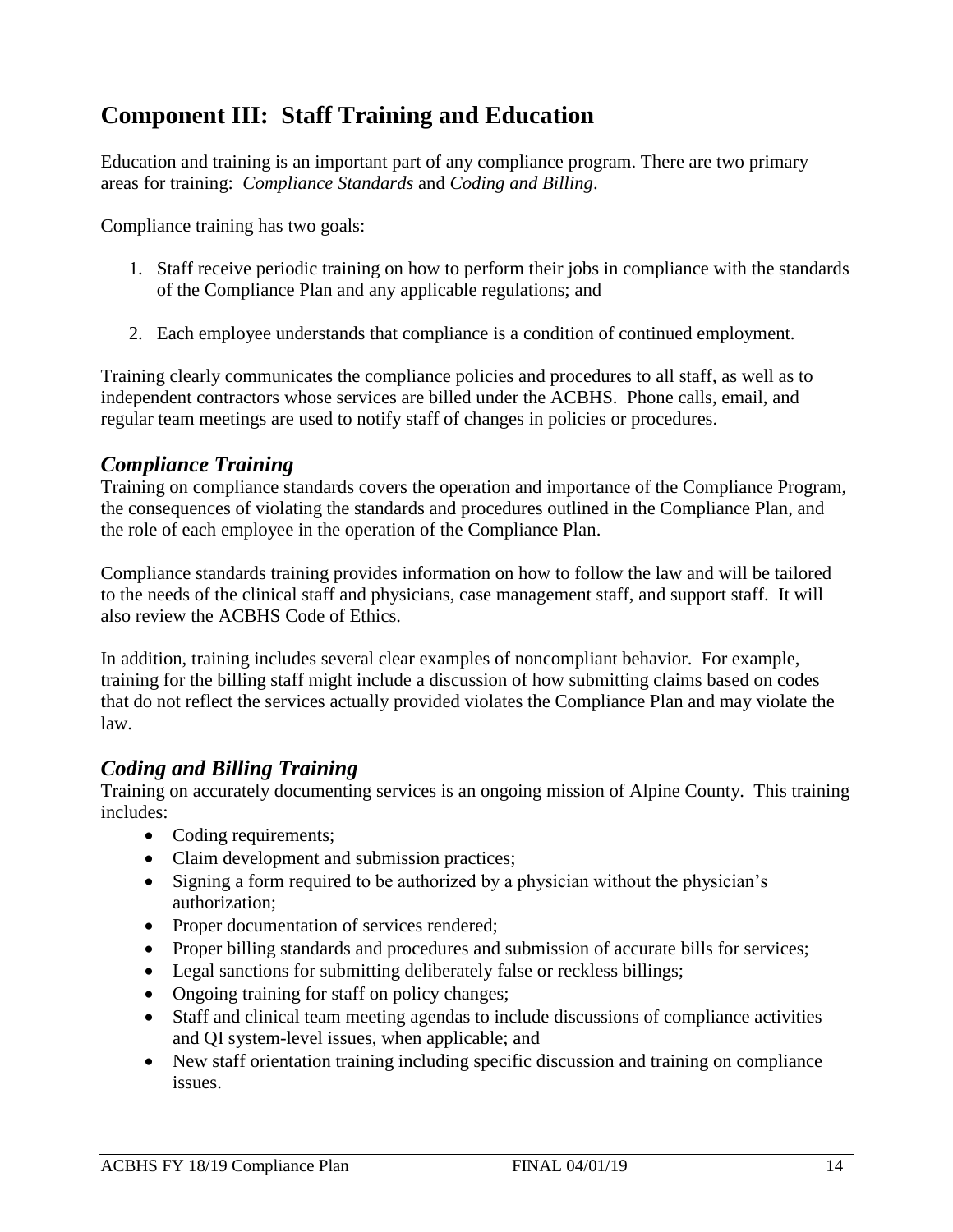## Component III: Staff Training and Education

Education and training is an important part of any compliance program. There are two primary areas for training: *Compliance Standards* and *Coding and Billing*.

Compliance training has two goals:

1. Staff receive periodic training on how to perform their jobs in compliance with the standards of the Compliance Plan and any applicable regulations; and

2. Each employee understands that compliance is a condition of continued employment.

Training clearly communicates the compliance policies and procedures to all staff, as well as to independent contractors whose services are billed under the ACBHS. Phone calls, email, and regular team meetings are used to notify staff of changes in policies or procedures.

### *Compliance Training*

Training on compliance standards covers the operation and importance of the Compliance Program, the consequences of violating the standards and procedures outlined in the Compliance Plan, and the role of each employee in the operation of the Compliance Plan.

Compliance standards training provides information on how to follow the law and will be tailored to the needs of the clinical staff and physicians, case management staff, and support staff. It will also review the ACBHS Code of Ethics.

In addition, training includes several clear examples of noncompliant behavior. For example, training for the billing staff might include a discussion of how submitting claims based on codes that do not reflect the services actually provided violates the Compliance Plan and may violate the law.

### *Coding and Billing Training*

Training on accurately documenting services is an ongoing mission of Alpine County. This training includes:

- Coding requirements;
- Claim development and submission practices;
- Signing a form required to be authorized by a physician without the physician's authorization;
- Proper documentation of services rendered;
- Proper billing standards and procedures and submission of accurate bills for services;
- Legal sanctions for submitting deliberately false or reckless billings;
- Ongoing training for staff on policy changes;
- Staff and clinical team meeting agendas to include discussions of compliance activities and QI system-level issues, when applicable; and
- New staff orientation training including specific discussion and training on compliance issues.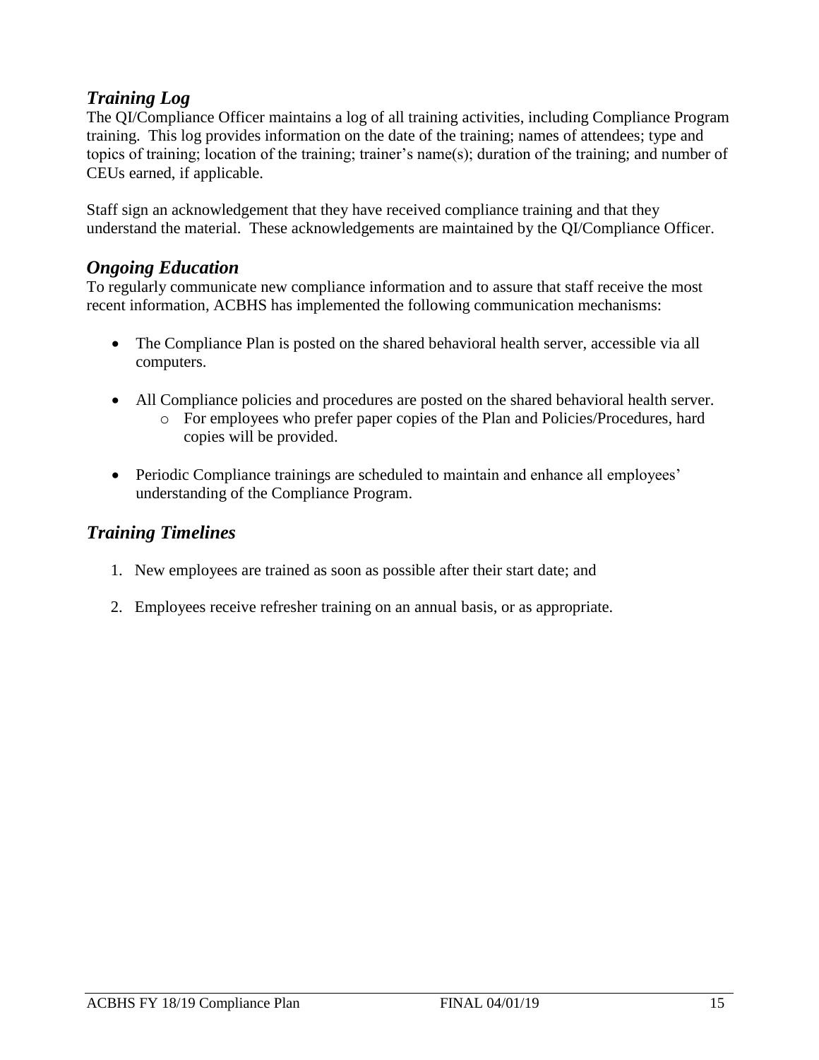## *Training Log*

The QI/Compliance Officer maintains a log of all training activities, including Compliance Program training. This log provides information on the date of the training; names of attendees; type and topics of training; location of the training; trainer's name(s); duration of the training; and number of CEUs earned, if applicable.

Staff sign an acknowledgement that they have received compliance training and that they understand the material. These acknowledgements are maintained by the QI/Compliance Officer.

## *Ongoing Education*

To regularly communicate new compliance information and to assure that staff receive the most recent information, ACBHS has implemented the following communication mechanisms:

- The Compliance Plan is posted on the shared behavioral health server, accessible via all computers.

- All Compliance policies and procedures are posted on the shared behavioral health server.
  - For employees who prefer paper copies of the Plan and Policies/Procedures, hard copies will be provided.

- Periodic Compliance trainings are scheduled to maintain and enhance all employees' understanding of the Compliance Program.

## *Training Timelines*

1. New employees are trained as soon as possible after their start date; and

2. Employees receive refresher training on an annual basis, or as appropriate.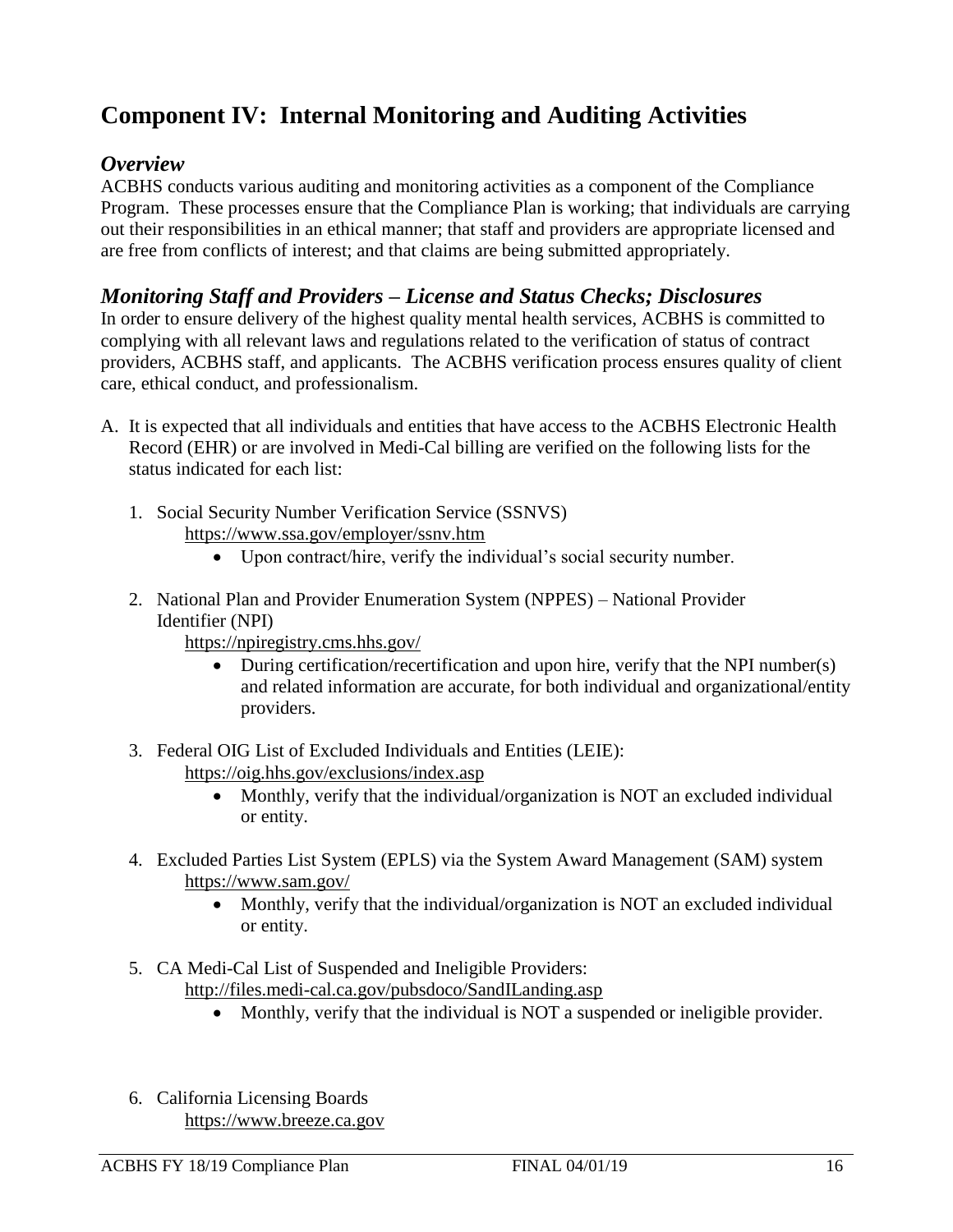## Component IV: Internal Monitoring and Auditing Activities

### *Overview*

ACBHS conducts various auditing and monitoring activities as a component of the Compliance Program. These processes ensure that the Compliance Plan is working; that individuals are carrying out their responsibilities in an ethical manner; that staff and providers are appropriate licensed and are free from conflicts of interest; and that claims are being submitted appropriately.

### *Monitoring Staff and Providers – License and Status Checks; Disclosures*

In order to ensure delivery of the highest quality mental health services, ACBHS is committed to complying with all relevant laws and regulations related to the verification of status of contract providers, ACBHS staff, and applicants. The ACBHS verification process ensures quality of client care, ethical conduct, and professionalism.

A. It is expected that all individuals and entities that have access to the ACBHS Electronic Health Record (EHR) or are involved in Medi-Cal billing are verified on the following lists for the status indicated for each list:

   1. Social Security Number Verification Service (SSNVS)
      https://www.ssa.gov/employer/ssnv.htm
      - Upon contract/hire, verify the individual's social security number.

   2. National Plan and Provider Enumeration System (NPPES) – National Provider Identifier (NPI)
      https://npiregistry.cms.hhs.gov/
      - During certification/recertification and upon hire, verify that the NPI number(s) and related information are accurate, for both individual and organizational/entity providers.

   3. Federal OIG List of Excluded Individuals and Entities (LEIE):
      https://oig.hhs.gov/exclusions/index.asp
      - Monthly, verify that the individual/organization is NOT an excluded individual or entity.

   4. Excluded Parties List System (EPLS) via the System Award Management (SAM) system
      https://www.sam.gov/
      - Monthly, verify that the individual/organization is NOT an excluded individual or entity.

   5. CA Medi-Cal List of Suspended and Ineligible Providers:
      http://files.medi-cal.ca.gov/pubsdoco/SandILanding.asp
      - Monthly, verify that the individual is NOT a suspended or ineligible provider.

   6. California Licensing Boards
      https://www.breeze.ca.gov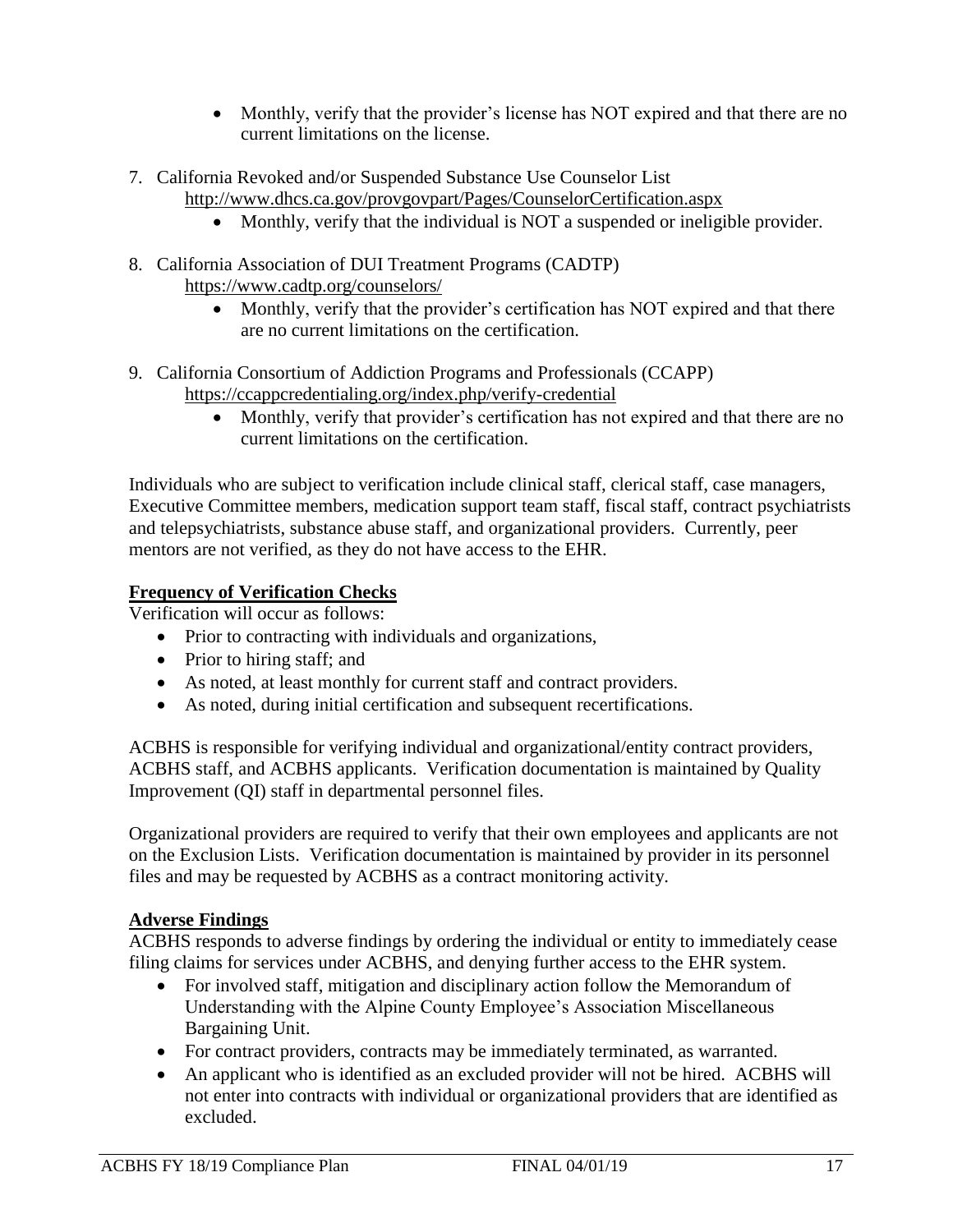- Monthly, verify that the provider's license has NOT expired and that there are no current limitations on the license.

7. California Revoked and/or Suspended Substance Use Counselor List
   http://www.dhcs.ca.gov/provgovpart/Pages/CounselorCertification.aspx
   - Monthly, verify that the individual is NOT a suspended or ineligible provider.

8. California Association of DUI Treatment Programs (CADTP)
   https://www.cadtp.org/counselors/
   - Monthly, verify that the provider's certification has NOT expired and that there are no current limitations on the certification.

9. California Consortium of Addiction Programs and Professionals (CCAPP)
   https://ccappcredentialing.org/index.php/verify-credential
   - Monthly, verify that provider's certification has not expired and that there are no current limitations on the certification.

Individuals who are subject to verification include clinical staff, clerical staff, case managers, Executive Committee members, medication support team staff, fiscal staff, contract psychiatrists and telepsychiatrists, substance abuse staff, and organizational providers. Currently, peer mentors are not verified, as they do not have access to the EHR.

**Frequency of Verification Checks**

Verification will occur as follows:

- Prior to contracting with individuals and organizations,
- Prior to hiring staff; and
- As noted, at least monthly for current staff and contract providers.
- As noted, during initial certification and subsequent recertifications.

ACBHS is responsible for verifying individual and organizational/entity contract providers, ACBHS staff, and ACBHS applicants. Verification documentation is maintained by Quality Improvement (QI) staff in departmental personnel files.

Organizational providers are required to verify that their own employees and applicants are not on the Exclusion Lists. Verification documentation is maintained by provider in its personnel files and may be requested by ACBHS as a contract monitoring activity.

**Adverse Findings**

ACBHS responds to adverse findings by ordering the individual or entity to immediately cease filing claims for services under ACBHS, and denying further access to the EHR system.

- For involved staff, mitigation and disciplinary action follow the Memorandum of Understanding with the Alpine County Employee's Association Miscellaneous Bargaining Unit.
- For contract providers, contracts may be immediately terminated, as warranted.
- An applicant who is identified as an excluded provider will not be hired. ACBHS will not enter into contracts with individual or organizational providers that are identified as excluded.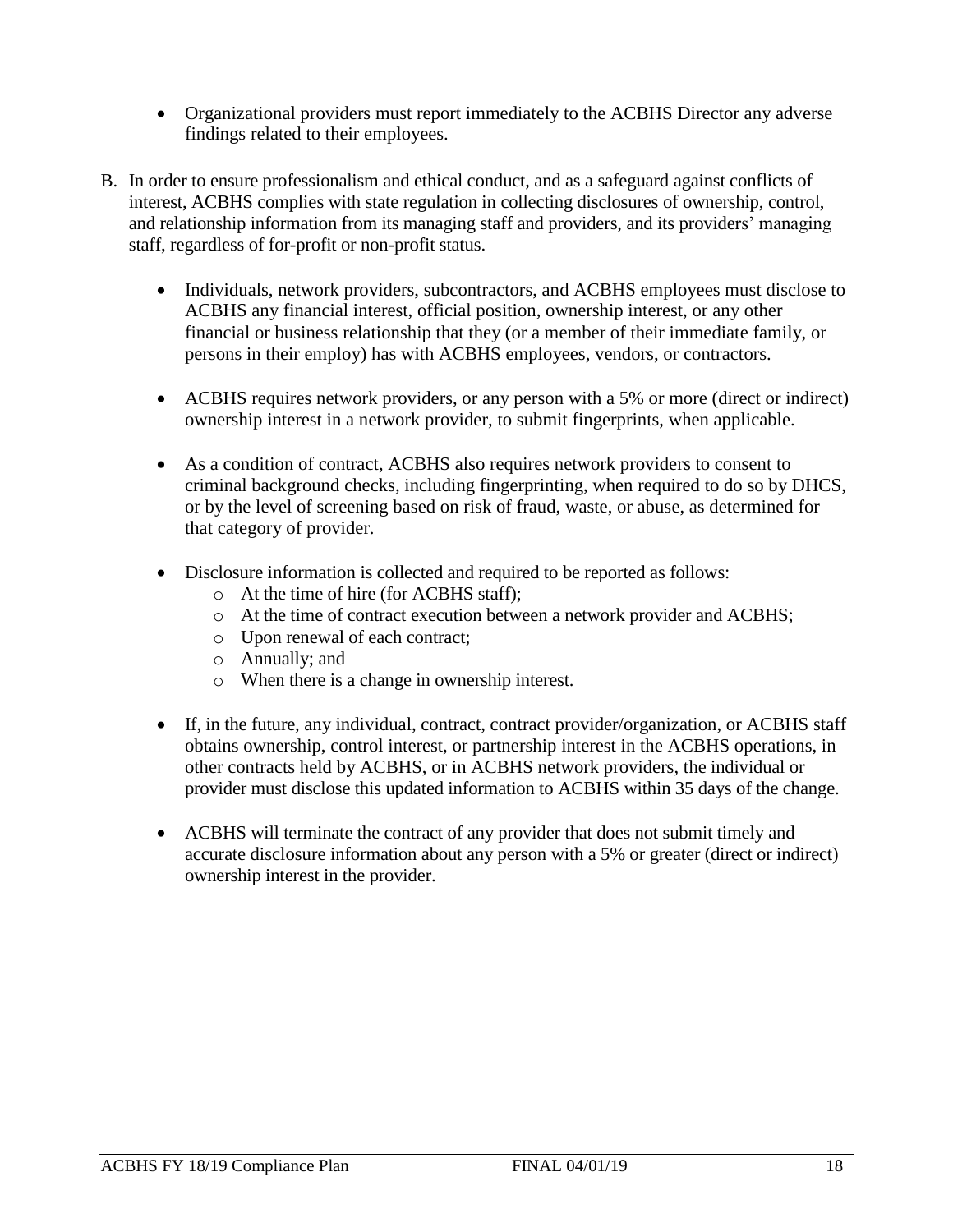- Organizational providers must report immediately to the ACBHS Director any adverse findings related to their employees.

B. In order to ensure professionalism and ethical conduct, and as a safeguard against conflicts of interest, ACBHS complies with state regulation in collecting disclosures of ownership, control, and relationship information from its managing staff and providers, and its providers' managing staff, regardless of for-profit or non-profit status.

   - Individuals, network providers, subcontractors, and ACBHS employees must disclose to ACBHS any financial interest, official position, ownership interest, or any other financial or business relationship that they (or a member of their immediate family, or persons in their employ) has with ACBHS employees, vendors, or contractors.

   - ACBHS requires network providers, or any person with a 5% or more (direct or indirect) ownership interest in a network provider, to submit fingerprints, when applicable.

   - As a condition of contract, ACBHS also requires network providers to consent to criminal background checks, including fingerprinting, when required to do so by DHCS, or by the level of screening based on risk of fraud, waste, or abuse, as determined for that category of provider.

   - Disclosure information is collected and required to be reported as follows:
     - At the time of hire (for ACBHS staff);
     - At the time of contract execution between a network provider and ACBHS;
     - Upon renewal of each contract;
     - Annually; and
     - When there is a change in ownership interest.

   - If, in the future, any individual, contract, contract provider/organization, or ACBHS staff obtains ownership, control interest, or partnership interest in the ACBHS operations, in other contracts held by ACBHS, or in ACBHS network providers, the individual or provider must disclose this updated information to ACBHS within 35 days of the change.

   - ACBHS will terminate the contract of any provider that does not submit timely and accurate disclosure information about any person with a 5% or greater (direct or indirect) ownership interest in the provider.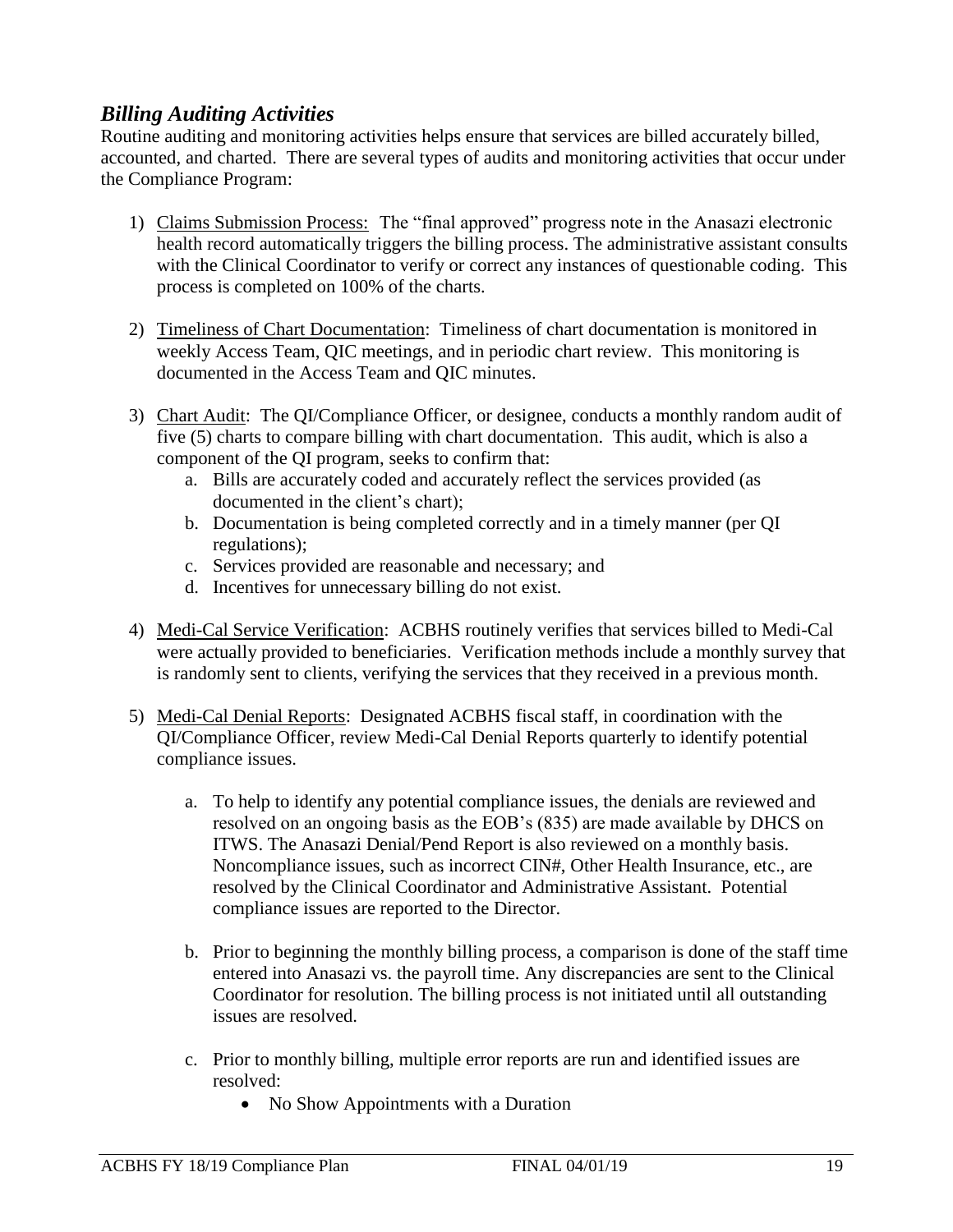## *Billing Auditing Activities*

Routine auditing and monitoring activities helps ensure that services are billed accurately billed, accounted, and charted. There are several types of audits and monitoring activities that occur under the Compliance Program:

1) Claims Submission Process: The "final approved" progress note in the Anasazi electronic health record automatically triggers the billing process. The administrative assistant consults with the Clinical Coordinator to verify or correct any instances of questionable coding. This process is completed on 100% of the charts.

2) Timeliness of Chart Documentation: Timeliness of chart documentation is monitored in weekly Access Team, QIC meetings, and in periodic chart review. This monitoring is documented in the Access Team and QIC minutes.

3) Chart Audit: The QI/Compliance Officer, or designee, conducts a monthly random audit of five (5) charts to compare billing with chart documentation. This audit, which is also a component of the QI program, seeks to confirm that:
   a. Bills are accurately coded and accurately reflect the services provided (as documented in the client's chart);
   b. Documentation is being completed correctly and in a timely manner (per QI regulations);
   c. Services provided are reasonable and necessary; and
   d. Incentives for unnecessary billing do not exist.

4) Medi-Cal Service Verification: ACBHS routinely verifies that services billed to Medi-Cal were actually provided to beneficiaries. Verification methods include a monthly survey that is randomly sent to clients, verifying the services that they received in a previous month.

5) Medi-Cal Denial Reports: Designated ACBHS fiscal staff, in coordination with the QI/Compliance Officer, review Medi-Cal Denial Reports quarterly to identify potential compliance issues.

   a. To help to identify any potential compliance issues, the denials are reviewed and resolved on an ongoing basis as the EOB's (835) are made available by DHCS on ITWS. The Anasazi Denial/Pend Report is also reviewed on a monthly basis. Noncompliance issues, such as incorrect CIN#, Other Health Insurance, etc., are resolved by the Clinical Coordinator and Administrative Assistant. Potential compliance issues are reported to the Director.

   b. Prior to beginning the monthly billing process, a comparison is done of the staff time entered into Anasazi vs. the payroll time. Any discrepancies are sent to the Clinical Coordinator for resolution. The billing process is not initiated until all outstanding issues are resolved.

   c. Prior to monthly billing, multiple error reports are run and identified issues are resolved:
      - No Show Appointments with a Duration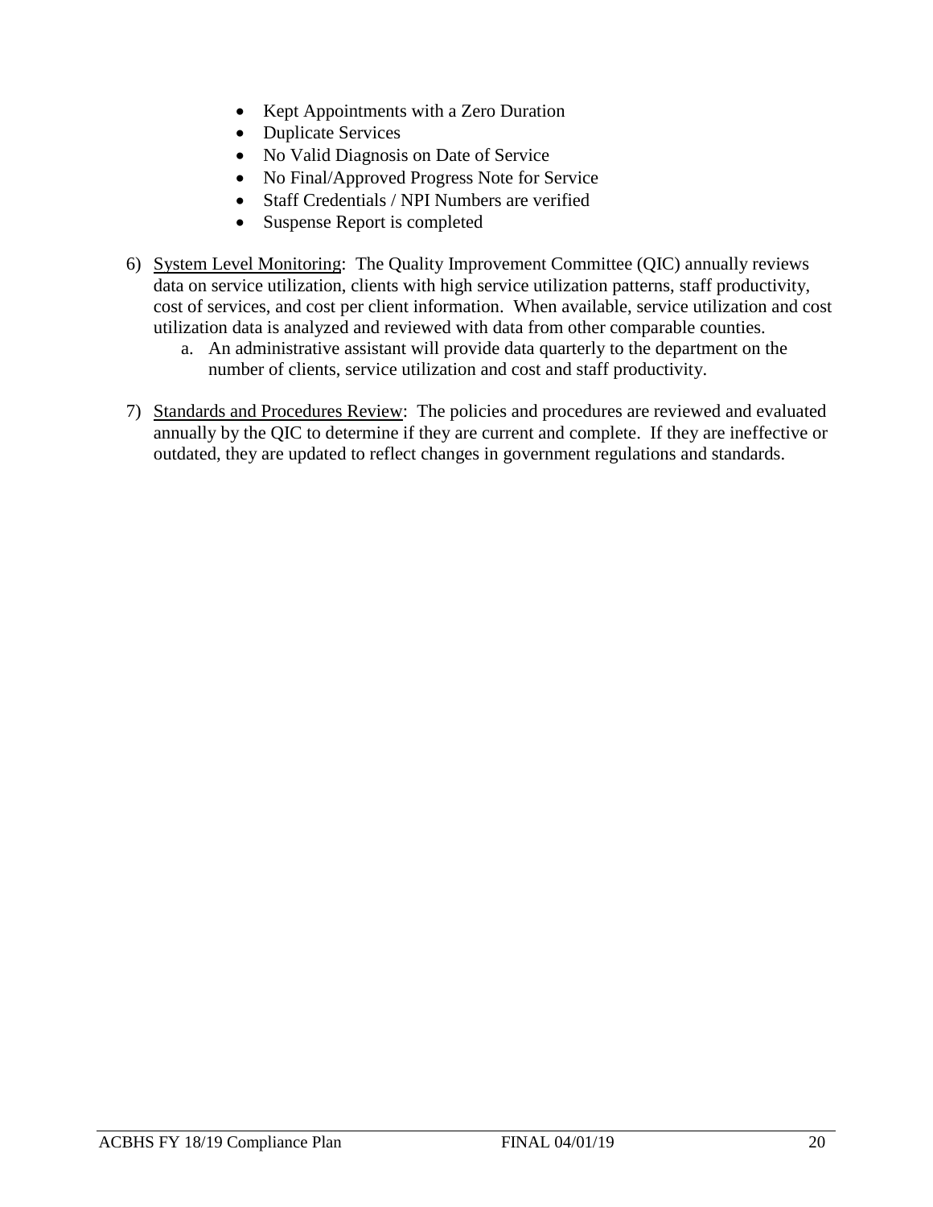- Kept Appointments with a Zero Duration
- Duplicate Services
- No Valid Diagnosis on Date of Service
- No Final/Approved Progress Note for Service
- Staff Credentials / NPI Numbers are verified
- Suspense Report is completed

6) System Level Monitoring: The Quality Improvement Committee (QIC) annually reviews data on service utilization, clients with high service utilization patterns, staff productivity, cost of services, and cost per client information. When available, service utilization and cost utilization data is analyzed and reviewed with data from other comparable counties.
   a. An administrative assistant will provide data quarterly to the department on the number of clients, service utilization and cost and staff productivity.

7) Standards and Procedures Review: The policies and procedures are reviewed and evaluated annually by the QIC to determine if they are current and complete. If they are ineffective or outdated, they are updated to reflect changes in government regulations and standards.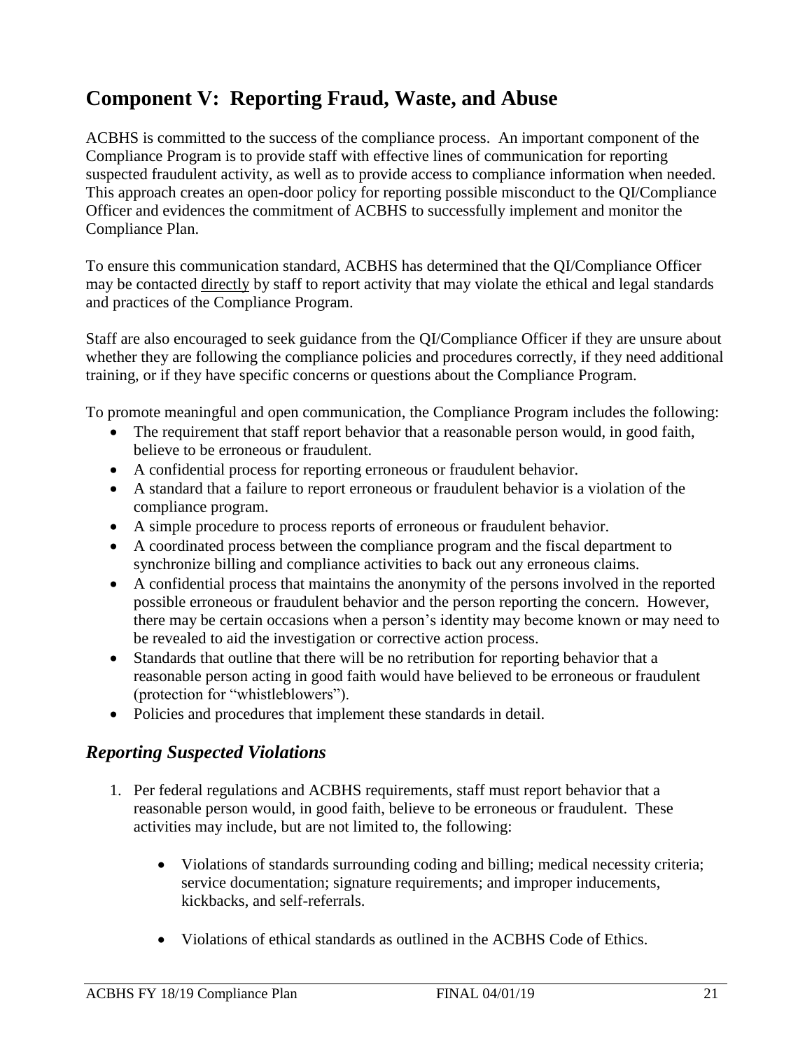## Component V: Reporting Fraud, Waste, and Abuse

ACBHS is committed to the success of the compliance process. An important component of the Compliance Program is to provide staff with effective lines of communication for reporting suspected fraudulent activity, as well as to provide access to compliance information when needed. This approach creates an open-door policy for reporting possible misconduct to the QI/Compliance Officer and evidences the commitment of ACBHS to successfully implement and monitor the Compliance Plan.

To ensure this communication standard, ACBHS has determined that the QI/Compliance Officer may be contacted <u>directly</u> by staff to report activity that may violate the ethical and legal standards and practices of the Compliance Program.

Staff are also encouraged to seek guidance from the QI/Compliance Officer if they are unsure about whether they are following the compliance policies and procedures correctly, if they need additional training, or if they have specific concerns or questions about the Compliance Program.

To promote meaningful and open communication, the Compliance Program includes the following:

- The requirement that staff report behavior that a reasonable person would, in good faith, believe to be erroneous or fraudulent.
- A confidential process for reporting erroneous or fraudulent behavior.
- A standard that a failure to report erroneous or fraudulent behavior is a violation of the compliance program.
- A simple procedure to process reports of erroneous or fraudulent behavior.
- A coordinated process between the compliance program and the fiscal department to synchronize billing and compliance activities to back out any erroneous claims.
- A confidential process that maintains the anonymity of the persons involved in the reported possible erroneous or fraudulent behavior and the person reporting the concern. However, there may be certain occasions when a person's identity may become known or may need to be revealed to aid the investigation or corrective action process.
- Standards that outline that there will be no retribution for reporting behavior that a reasonable person acting in good faith would have believed to be erroneous or fraudulent (protection for "whistleblowers").
- Policies and procedures that implement these standards in detail.

### *Reporting Suspected Violations*

1. Per federal regulations and ACBHS requirements, staff must report behavior that a reasonable person would, in good faith, believe to be erroneous or fraudulent. These activities may include, but are not limited to, the following:

    - Violations of standards surrounding coding and billing; medical necessity criteria; service documentation; signature requirements; and improper inducements, kickbacks, and self-referrals.

    - Violations of ethical standards as outlined in the ACBHS Code of Ethics.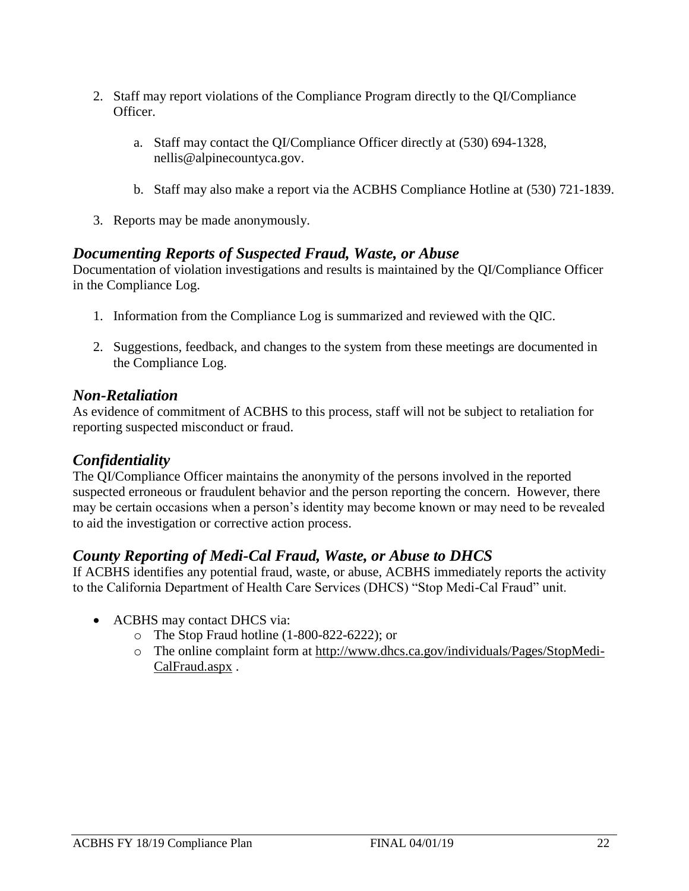2. Staff may report violations of the Compliance Program directly to the QI/Compliance Officer.

    a. Staff may contact the QI/Compliance Officer directly at (530) 694-1328, nellis@alpinecountyca.gov.

    b. Staff may also make a report via the ACBHS Compliance Hotline at (530) 721-1839.

3. Reports may be made anonymously.

## *Documenting Reports of Suspected Fraud, Waste, or Abuse*

Documentation of violation investigations and results is maintained by the QI/Compliance Officer in the Compliance Log.

1. Information from the Compliance Log is summarized and reviewed with the QIC.

2. Suggestions, feedback, and changes to the system from these meetings are documented in the Compliance Log.

## *Non-Retaliation*

As evidence of commitment of ACBHS to this process, staff will not be subject to retaliation for reporting suspected misconduct or fraud.

## *Confidentiality*

The QI/Compliance Officer maintains the anonymity of the persons involved in the reported suspected erroneous or fraudulent behavior and the person reporting the concern. However, there may be certain occasions when a person's identity may become known or may need to be revealed to aid the investigation or corrective action process.

## *County Reporting of Medi-Cal Fraud, Waste, or Abuse to DHCS*

If ACBHS identifies any potential fraud, waste, or abuse, ACBHS immediately reports the activity to the California Department of Health Care Services (DHCS) "Stop Medi-Cal Fraud" unit.

- ACBHS may contact DHCS via:
    - The Stop Fraud hotline (1-800-822-6222); or
    - The online complaint form at http://www.dhcs.ca.gov/individuals/Pages/StopMedi-CalFraud.aspx .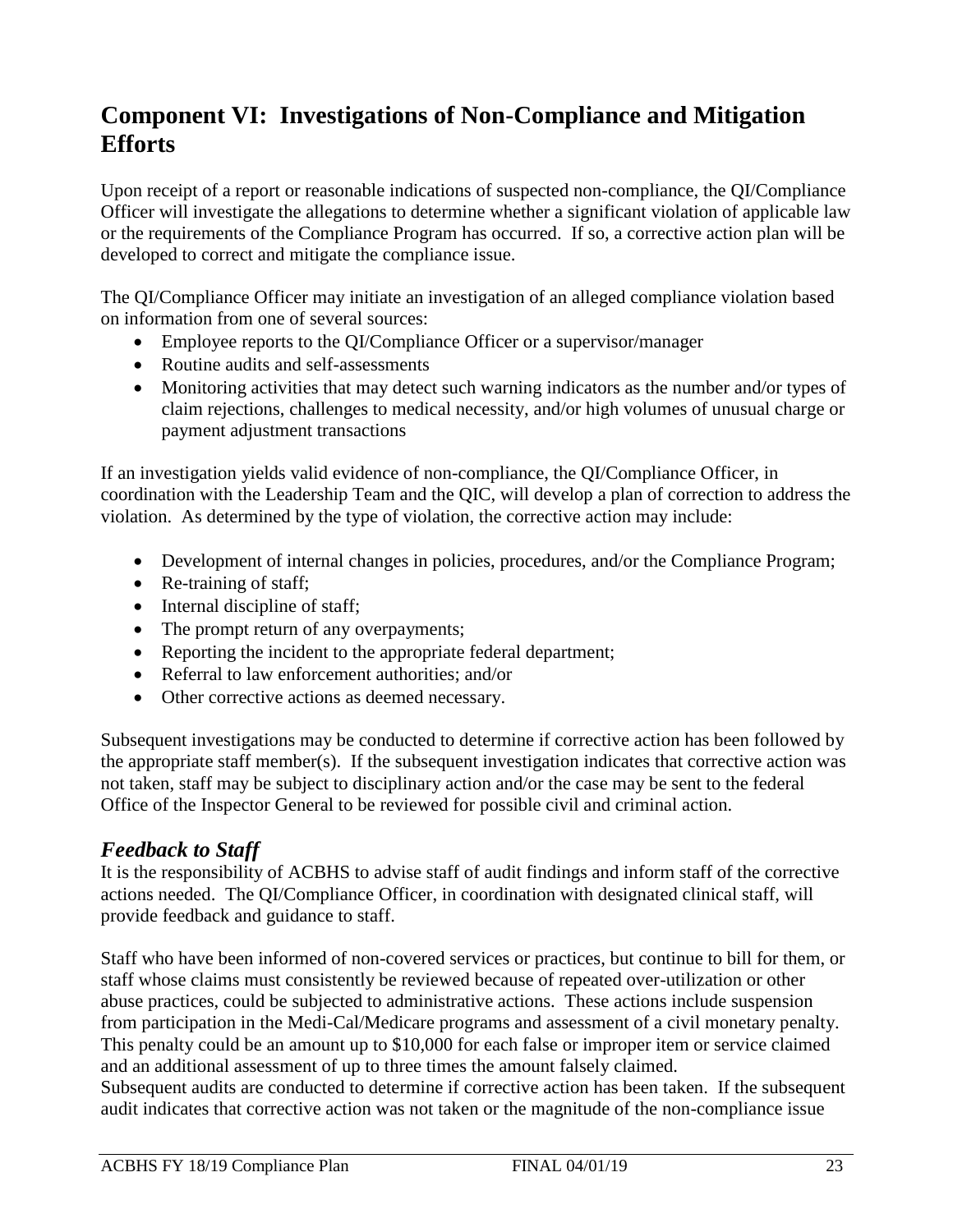## Component VI: Investigations of Non-Compliance and Mitigation Efforts

Upon receipt of a report or reasonable indications of suspected non-compliance, the QI/Compliance Officer will investigate the allegations to determine whether a significant violation of applicable law or the requirements of the Compliance Program has occurred. If so, a corrective action plan will be developed to correct and mitigate the compliance issue.

The QI/Compliance Officer may initiate an investigation of an alleged compliance violation based on information from one of several sources:

- Employee reports to the QI/Compliance Officer or a supervisor/manager
- Routine audits and self-assessments
- Monitoring activities that may detect such warning indicators as the number and/or types of claim rejections, challenges to medical necessity, and/or high volumes of unusual charge or payment adjustment transactions

If an investigation yields valid evidence of non-compliance, the QI/Compliance Officer, in coordination with the Leadership Team and the QIC, will develop a plan of correction to address the violation. As determined by the type of violation, the corrective action may include:

- Development of internal changes in policies, procedures, and/or the Compliance Program;
- Re-training of staff;
- Internal discipline of staff;
- The prompt return of any overpayments;
- Reporting the incident to the appropriate federal department;
- Referral to law enforcement authorities; and/or
- Other corrective actions as deemed necessary.

Subsequent investigations may be conducted to determine if corrective action has been followed by the appropriate staff member(s). If the subsequent investigation indicates that corrective action was not taken, staff may be subject to disciplinary action and/or the case may be sent to the federal Office of the Inspector General to be reviewed for possible civil and criminal action.

### *Feedback to Staff*

It is the responsibility of ACBHS to advise staff of audit findings and inform staff of the corrective actions needed. The QI/Compliance Officer, in coordination with designated clinical staff, will provide feedback and guidance to staff.

Staff who have been informed of non-covered services or practices, but continue to bill for them, or staff whose claims must consistently be reviewed because of repeated over-utilization or other abuse practices, could be subjected to administrative actions. These actions include suspension from participation in the Medi-Cal/Medicare programs and assessment of a civil monetary penalty. This penalty could be an amount up to $10,000 for each false or improper item or service claimed and an additional assessment of up to three times the amount falsely claimed.
Subsequent audits are conducted to determine if corrective action has been taken. If the subsequent audit indicates that corrective action was not taken or the magnitude of the non-compliance issue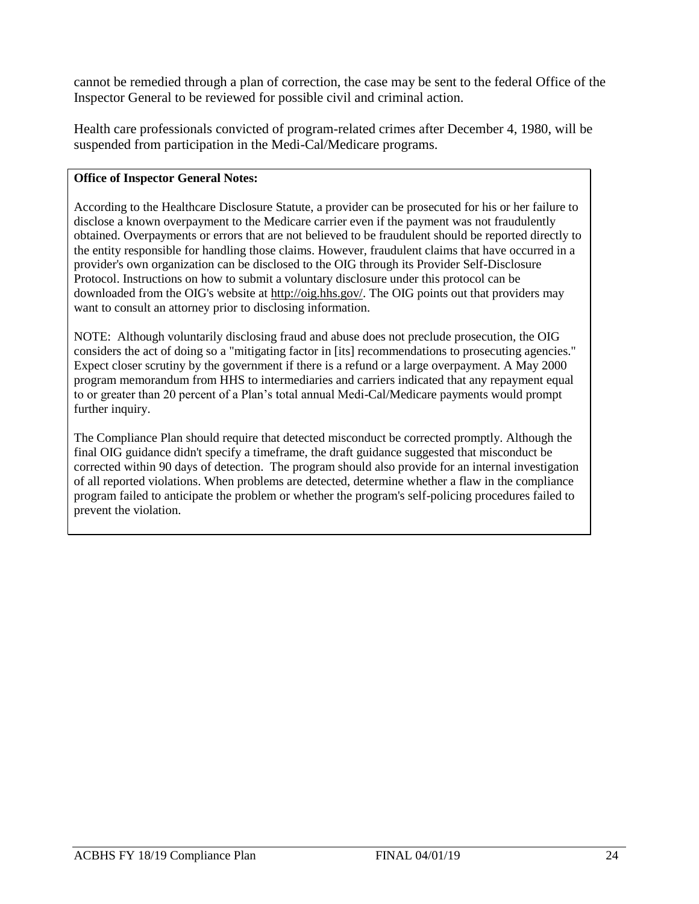cannot be remedied through a plan of correction, the case may be sent to the federal Office of the Inspector General to be reviewed for possible civil and criminal action.

Health care professionals convicted of program-related crimes after December 4, 1980, will be suspended from participation in the Medi-Cal/Medicare programs.

**Office of Inspector General Notes:**

According to the Healthcare Disclosure Statute, a provider can be prosecuted for his or her failure to disclose a known overpayment to the Medicare carrier even if the payment was not fraudulently obtained. Overpayments or errors that are not believed to be fraudulent should be reported directly to the entity responsible for handling those claims. However, fraudulent claims that have occurred in a provider's own organization can be disclosed to the OIG through its Provider Self-Disclosure Protocol. Instructions on how to submit a voluntary disclosure under this protocol can be downloaded from the OIG's website at http://oig.hhs.gov/. The OIG points out that providers may want to consult an attorney prior to disclosing information.

NOTE: Although voluntarily disclosing fraud and abuse does not preclude prosecution, the OIG considers the act of doing so a "mitigating factor in [its] recommendations to prosecuting agencies." Expect closer scrutiny by the government if there is a refund or a large overpayment. A May 2000 program memorandum from HHS to intermediaries and carriers indicated that any repayment equal to or greater than 20 percent of a Plan's total annual Medi-Cal/Medicare payments would prompt further inquiry.

The Compliance Plan should require that detected misconduct be corrected promptly. Although the final OIG guidance didn't specify a timeframe, the draft guidance suggested that misconduct be corrected within 90 days of detection. The program should also provide for an internal investigation of all reported violations. When problems are detected, determine whether a flaw in the compliance program failed to anticipate the problem or whether the program's self-policing procedures failed to prevent the violation.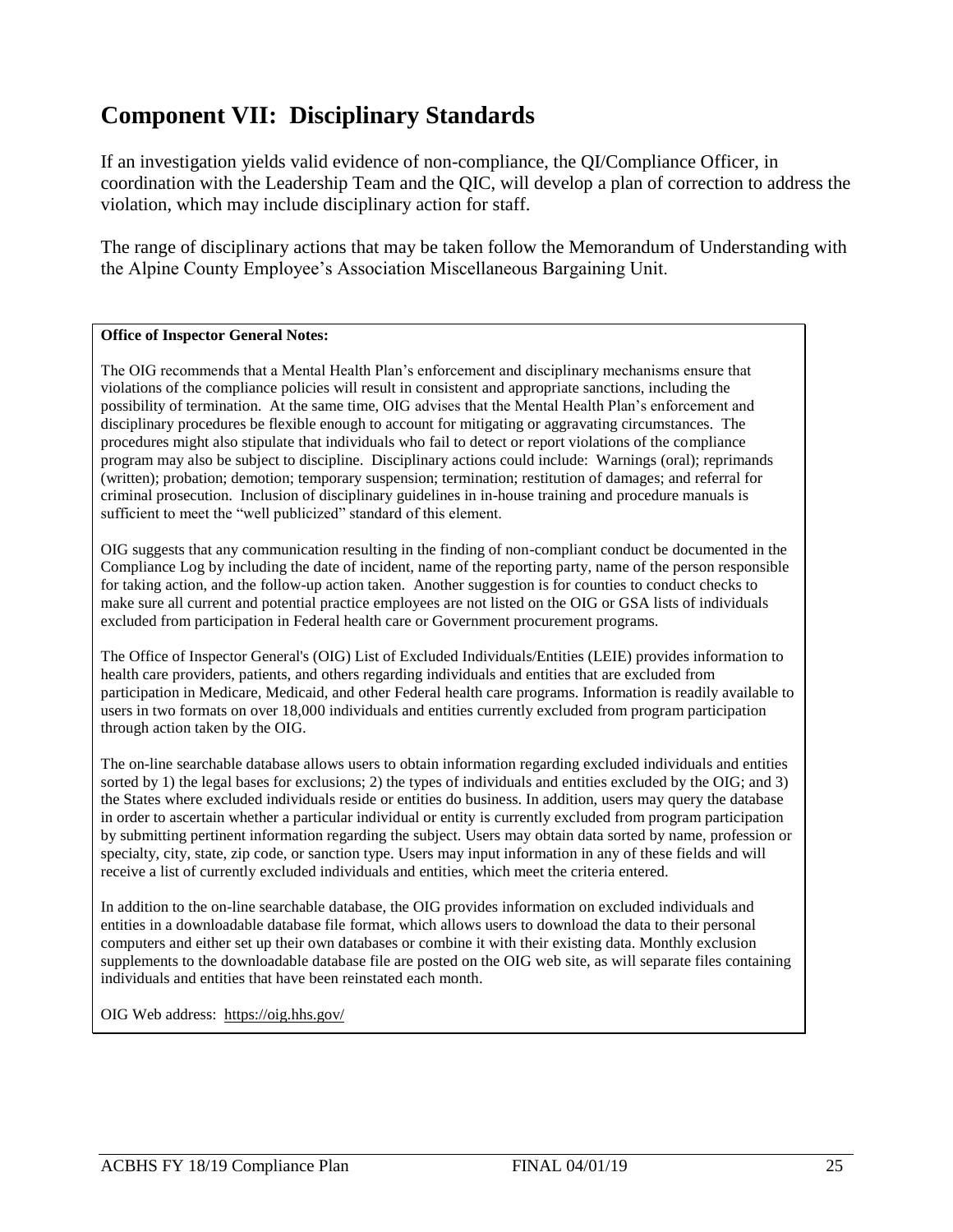## Component VII: Disciplinary Standards

If an investigation yields valid evidence of non-compliance, the QI/Compliance Officer, in coordination with the Leadership Team and the QIC, will develop a plan of correction to address the violation, which may include disciplinary action for staff.

The range of disciplinary actions that may be taken follow the Memorandum of Understanding with the Alpine County Employee's Association Miscellaneous Bargaining Unit.

**Office of Inspector General Notes:**

The OIG recommends that a Mental Health Plan's enforcement and disciplinary mechanisms ensure that violations of the compliance policies will result in consistent and appropriate sanctions, including the possibility of termination. At the same time, OIG advises that the Mental Health Plan's enforcement and disciplinary procedures be flexible enough to account for mitigating or aggravating circumstances. The procedures might also stipulate that individuals who fail to detect or report violations of the compliance program may also be subject to discipline. Disciplinary actions could include: Warnings (oral); reprimands (written); probation; demotion; temporary suspension; termination; restitution of damages; and referral for criminal prosecution. Inclusion of disciplinary guidelines in in-house training and procedure manuals is sufficient to meet the "well publicized" standard of this element.

OIG suggests that any communication resulting in the finding of non-compliant conduct be documented in the Compliance Log by including the date of incident, name of the reporting party, name of the person responsible for taking action, and the follow-up action taken. Another suggestion is for counties to conduct checks to make sure all current and potential practice employees are not listed on the OIG or GSA lists of individuals excluded from participation in Federal health care or Government procurement programs.

The Office of Inspector General's (OIG) List of Excluded Individuals/Entities (LEIE) provides information to health care providers, patients, and others regarding individuals and entities that are excluded from participation in Medicare, Medicaid, and other Federal health care programs. Information is readily available to users in two formats on over 18,000 individuals and entities currently excluded from program participation through action taken by the OIG.

The on-line searchable database allows users to obtain information regarding excluded individuals and entities sorted by 1) the legal bases for exclusions; 2) the types of individuals and entities excluded by the OIG; and 3) the States where excluded individuals reside or entities do business. In addition, users may query the database in order to ascertain whether a particular individual or entity is currently excluded from program participation by submitting pertinent information regarding the subject. Users may obtain data sorted by name, profession or specialty, city, state, zip code, or sanction type. Users may input information in any of these fields and will receive a list of currently excluded individuals and entities, which meet the criteria entered.

In addition to the on-line searchable database, the OIG provides information on excluded individuals and entities in a downloadable database file format, which allows users to download the data to their personal computers and either set up their own databases or combine it with their existing data. Monthly exclusion supplements to the downloadable database file are posted on the OIG web site, as will separate files containing individuals and entities that have been reinstated each month.

OIG Web address: https://oig.hhs.gov/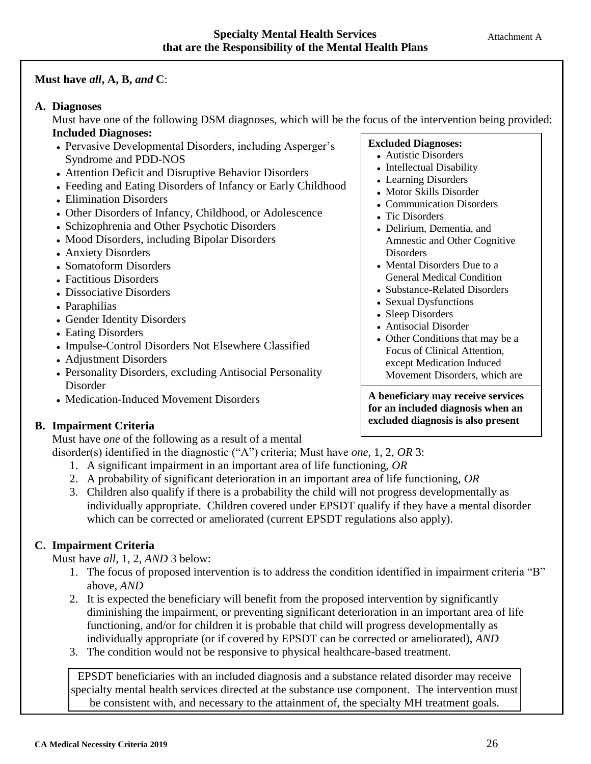**Specialty Mental Health Services that are the Responsibility of the Mental Health Plans**

Attachment A

**Must have *all*, A, B, *and* C**:

**A. Diagnoses**

Must have one of the following DSM diagnoses, which will be the focus of the intervention being provided:

**Included Diagnoses:**

- Pervasive Developmental Disorders, including Asperger's Syndrome and PDD-NOS
- Attention Deficit and Disruptive Behavior Disorders
- Feeding and Eating Disorders of Infancy or Early Childhood
- Elimination Disorders
- Other Disorders of Infancy, Childhood, or Adolescence
- Schizophrenia and Other Psychotic Disorders
- Mood Disorders, including Bipolar Disorders
- Anxiety Disorders
- Somatoform Disorders
- Factitious Disorders
- Dissociative Disorders
- Paraphilias
- Gender Identity Disorders
- Eating Disorders
- Impulse-Control Disorders Not Elsewhere Classified
- Adjustment Disorders
- Personality Disorders, excluding Antisocial Personality Disorder
- Medication-Induced Movement Disorders

**Excluded Diagnoses:**

- Autistic Disorders
- Intellectual Disability
- Learning Disorders
- Motor Skills Disorder
- Communication Disorders
- Tic Disorders
- Delirium, Dementia, and Amnestic and Other Cognitive Disorders
- Mental Disorders Due to a General Medical Condition
- Substance-Related Disorders
- Sexual Dysfunctions
- Sleep Disorders
- Antisocial Disorder
- Other Conditions that may be a Focus of Clinical Attention, except Medication Induced Movement Disorders, which are

**A beneficiary may receive services for an included diagnosis when an excluded diagnosis is also present**

**B. Impairment Criteria**

Must have *one* of the following as a result of a mental disorder(s) identified in the diagnostic ("A") criteria; Must have *one*, 1, 2, *OR* 3:

1. A significant impairment in an important area of life functioning, *OR*
2. A probability of significant deterioration in an important area of life functioning, *OR*
3. Children also qualify if there is a probability the child will not progress developmentally as individually appropriate. Children covered under EPSDT qualify if they have a mental disorder which can be corrected or ameliorated (current EPSDT regulations also apply).

**C. Impairment Criteria**

Must have *all*, 1, 2, *AND* 3 below:

1. The focus of proposed intervention is to address the condition identified in impairment criteria "B" above, *AND*
2. It is expected the beneficiary will benefit from the proposed intervention by significantly diminishing the impairment, or preventing significant deterioration in an important area of life functioning, and/or for children it is probable that child will progress developmentally as individually appropriate (or if covered by EPSDT can be corrected or ameliorated), *AND*
3. The condition would not be responsive to physical healthcare-based treatment.

EPSDT beneficiaries with an included diagnosis and a substance related disorder may receive specialty mental health services directed at the substance use component. The intervention must be consistent with, and necessary to the attainment of, the specialty MH treatment goals.